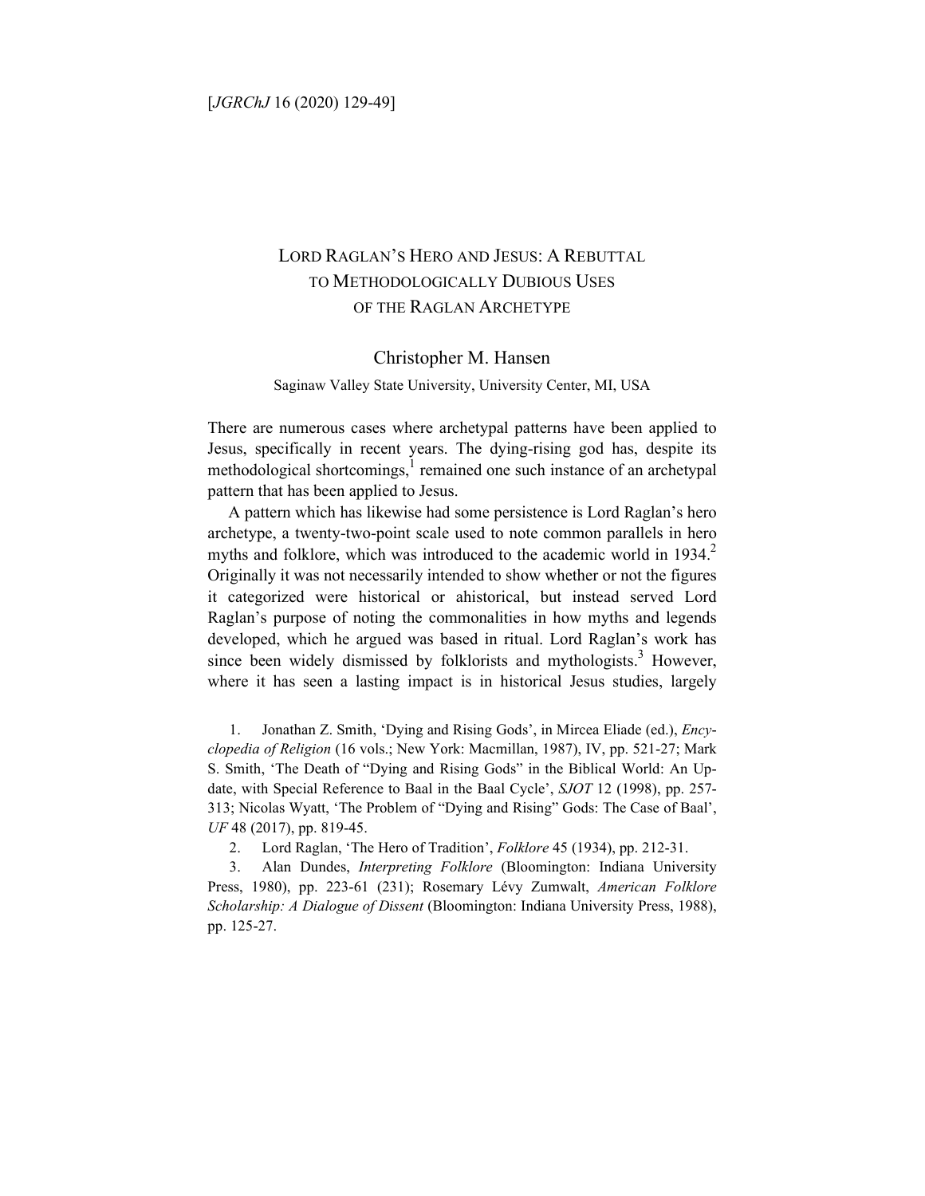# Lord Raglan's Hero and Jesus: A Rebuttal to Methodologically Dubious Uses of the Raglan Archetype

Christopher M. Hansen

Saginaw Valley State University, University Center, MI, USA

There are numerous cases where archetypal patterns have been applied to Jesus, specifically in recent years. The dying-rising god has, despite its methodological shortcomings,[1] remained one such instance of an archetypal pattern that has been applied to Jesus.

A pattern which has likewise had some persistence is Lord Raglan's hero archetype, a twenty-two-point scale used to note common parallels in hero myths and folklore, which was introduced to the academic world in 1934.[2] Originally it was not necessarily intended to show whether or not the figures it categorized were historical or ahistorical, but instead served Lord Raglan's purpose of noting the commonalities in how myths and legends developed, which he argued was based in ritual. Lord Raglan's work has since been widely dismissed by folklorists and mythologists.[3] However, where it has seen a lasting impact is in historical Jesus studies, largely

---

1. Jonathan Z. Smith, 'Dying and Rising Gods', in Mircea Eliade (ed.), *Encyclopedia of Religion* (16 vols.; New York: Macmillan, 1987), IV, pp. 521-27; Mark S. Smith, 'The Death of "Dying and Rising Gods" in the Biblical World: An Update, with Special Reference to Baal in the Baal Cycle', *SJOT* 12 (1998), pp. 257-313; Nicolas Wyatt, 'The Problem of "Dying and Rising" Gods: The Case of Baal', *UF* 48 (2017), pp. 819-45.

2. Lord Raglan, 'The Hero of Tradition', *Folklore* 45 (1934), pp. 212-31.

3. Alan Dundes, *Interpreting Folklore* (Bloomington: Indiana University Press, 1980), pp. 223-61 (231); Rosemary Lévy Zumwalt, *American Folklore Scholarship: A Dialogue of Dissent* (Bloomington: Indiana University Press, 1988), pp. 125-27.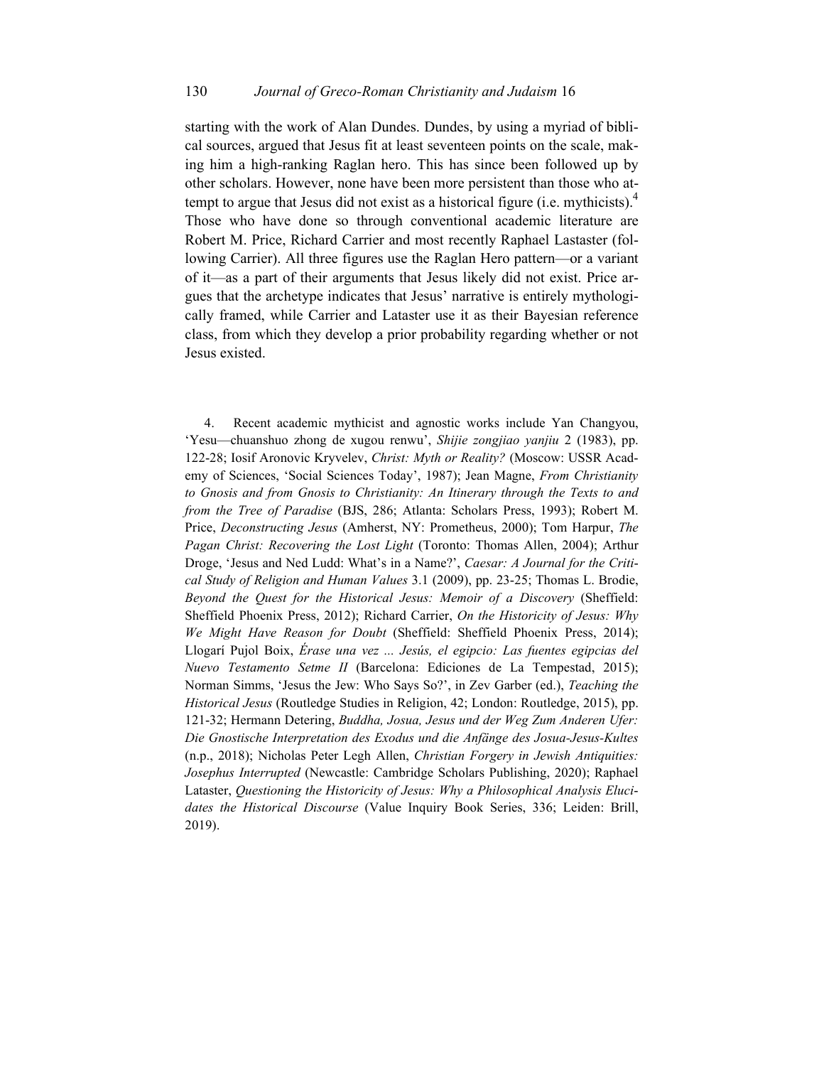starting with the work of Alan Dundes. Dundes, by using a myriad of biblical sources, argued that Jesus fit at least seventeen points on the scale, making him a high-ranking Raglan hero. This has since been followed up by other scholars. However, none have been more persistent than those who attempt to argue that Jesus did not exist as a historical figure (i.e. mythicists).[4] Those who have done so through conventional academic literature are Robert M. Price, Richard Carrier and most recently Raphael Lastaster (following Carrier). All three figures use the Raglan Hero pattern—or a variant of it—as a part of their arguments that Jesus likely did not exist. Price argues that the archetype indicates that Jesus' narrative is entirely mythologically framed, while Carrier and Latašter use it as their Bayesian reference class, from which they develop a prior probability regarding whether or not Jesus existed.

4. Recent academic mythicist and agnostic works include Yan Changyou, 'Yesu—chuanshuo zhong de xugou renwu', *Shijie zongjiao yanjiu* 2 (1983), pp. 122-28; Iosif Aronovic Kryvelev, *Christ: Myth or Reality?* (Moscow: USSR Academy of Sciences, 'Social Sciences Today', 1987); Jean Magne, *From Christianity to Gnosis and from Gnosis to Christianity: An Itinerary through the Texts to and from the Tree of Paradise* (BJS, 286; Atlanta: Scholars Press, 1993); Robert M. Price, *Deconstructing Jesus* (Amherst, NY: Prometheus, 2000); Tom Harpur, *The Pagan Christ: Recovering the Lost Light* (Toronto: Thomas Allen, 2004); Arthur Droge, 'Jesus and Ned Ludd: What's in a Name?', *Caesar: A Journal for the Critical Study of Religion and Human Values* 3.1 (2009), pp. 23-25; Thomas L. Brodie, *Beyond the Quest for the Historical Jesus: Memoir of a Discovery* (Sheffield: Sheffield Phoenix Press, 2012); Richard Carrier, *On the Historicity of Jesus: Why We Might Have Reason for Doubt* (Sheffield: Sheffield Phoenix Press, 2014); Llogarí Pujol Boix, *Érase una vez ... Jesús, el egipcio: Las fuentes egipcias del Nuevo Testamento Setme II* (Barcelona: Ediciones de La Tempestad, 2015); Norman Simms, 'Jesus the Jew: Who Says So?', in Zev Garber (ed.), *Teaching the Historical Jesus* (Routledge Studies in Religion, 42; London: Routledge, 2015), pp. 121-32; Hermann Detering, *Buddha, Josua, Jesus und der Weg Zum Anderen Ufer: Die Gnostische Interpretation des Exodus und die Anfänge des Josua-Jesus-Kultes* (n.p., 2018); Nicholas Peter Legh Allen, *Christian Forgery in Jewish Antiquities: Josephus Interrupted* (Newcastle: Cambridge Scholars Publishing, 2020); Raphael Lataster, *Questioning the Historicity of Jesus: Why a Philosophical Analysis Elucidates the Historical Discourse* (Value Inquiry Book Series, 336; Leiden: Brill, 2019).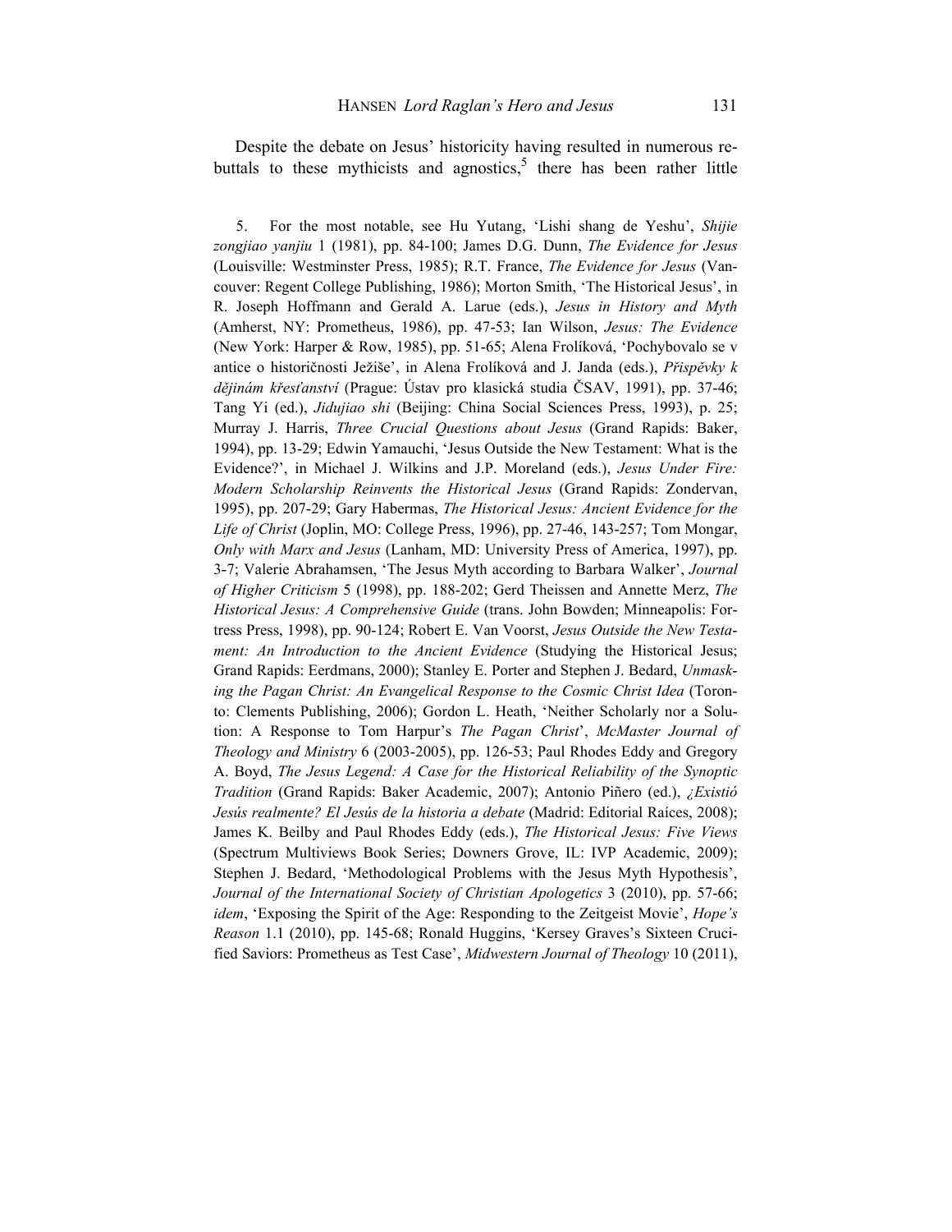Despite the debate on Jesus' historicity having resulted in numerous rebuttals to these mythicists and agnostics,[5] there has been rather little

5. For the most notable, see Hu Yutang, 'Lishi shang de Yeshu', *Shijie zongjiao yanjiu* 1 (1981), pp. 84-100; James D.G. Dunn, *The Evidence for Jesus* (Louisville: Westminster Press, 1985); R.T. France, *The Evidence for Jesus* (Vancouver: Regent College Publishing, 1986); Morton Smith, 'The Historical Jesus', in R. Joseph Hoffmann and Gerald A. Larue (eds.), *Jesus in History and Myth* (Amherst, NY: Prometheus, 1986), pp. 47-53; Ian Wilson, *Jesus: The Evidence* (New York: Harper & Row, 1985), pp. 51-65; Alena Frolíková, 'Pochybovalo se v antice o historičnosti Ježiše', in Alena Frolíková and J. Janda (eds.), *Přispěvky k dějinám křesťanství* (Prague: Ústav pro klasická studia ČSAV, 1991), pp. 37-46; Tang Yi (ed.), *Jidujiao shi* (Beijing: China Social Sciences Press, 1993), p. 25; Murray J. Harris, *Three Crucial Questions about Jesus* (Grand Rapids: Baker, 1994), pp. 13-29; Edwin Yamauchi, 'Jesus Outside the New Testament: What is the Evidence?', in Michael J. Wilkins and J.P. Moreland (eds.), *Jesus Under Fire: Modern Scholarship Reinvents the Historical Jesus* (Grand Rapids: Zondervan, 1995), pp. 207-29; Gary Habermas, *The Historical Jesus: Ancient Evidence for the Life of Christ* (Joplin, MO: College Press, 1996), pp. 27-46, 143-257; Tom Mongar, *Only with Marx and Jesus* (Lanham, MD: University Press of America, 1997), pp. 3-7; Valerie Abrahamsen, 'The Jesus Myth according to Barbara Walker', *Journal of Higher Criticism* 5 (1998), pp. 188-202; Gerd Theissen and Annette Merz, *The Historical Jesus: A Comprehensive Guide* (trans. John Bowden; Minneapolis: Fortress Press, 1998), pp. 90-124; Robert E. Van Voorst, *Jesus Outside the New Testament: An Introduction to the Ancient Evidence* (Studying the Historical Jesus; Grand Rapids: Eerdmans, 2000); Stanley E. Porter and Stephen J. Bedard, *Unmasking the Pagan Christ: An Evangelical Response to the Cosmic Christ Idea* (Toronto: Clements Publishing, 2006); Gordon L. Heath, 'Neither Scholarly nor a Solution: A Response to Tom Harpur's *The Pagan Christ*', *McMaster Journal of Theology and Ministry* 6 (2003-2005), pp. 126-53; Paul Rhodes Eddy and Gregory A. Boyd, *The Jesus Legend: A Case for the Historical Reliability of the Synoptic Tradition* (Grand Rapids: Baker Academic, 2007); Antonio Piñero (ed.), *¿Existió Jesús realmente? El Jesús de la historia a debate* (Madrid: Editorial Raíces, 2008); James K. Beilby and Paul Rhodes Eddy (eds.), *The Historical Jesus: Five Views* (Spectrum Multiviews Book Series; Downers Grove, IL: IVP Academic, 2009); Stephen J. Bedard, 'Methodological Problems with the Jesus Myth Hypothesis', *Journal of the International Society of Christian Apologetics* 3 (2010), pp. 57-66; *idem*, 'Exposing the Spirit of the Age: Responding to the Zeitgeist Movie', *Hope's Reason* 1.1 (2010), pp. 145-68; Ronald Huggins, 'Kersey Graves's Sixteen Crucified Saviors: Prometheus as Test Case', *Midwestern Journal of Theology* 10 (2011),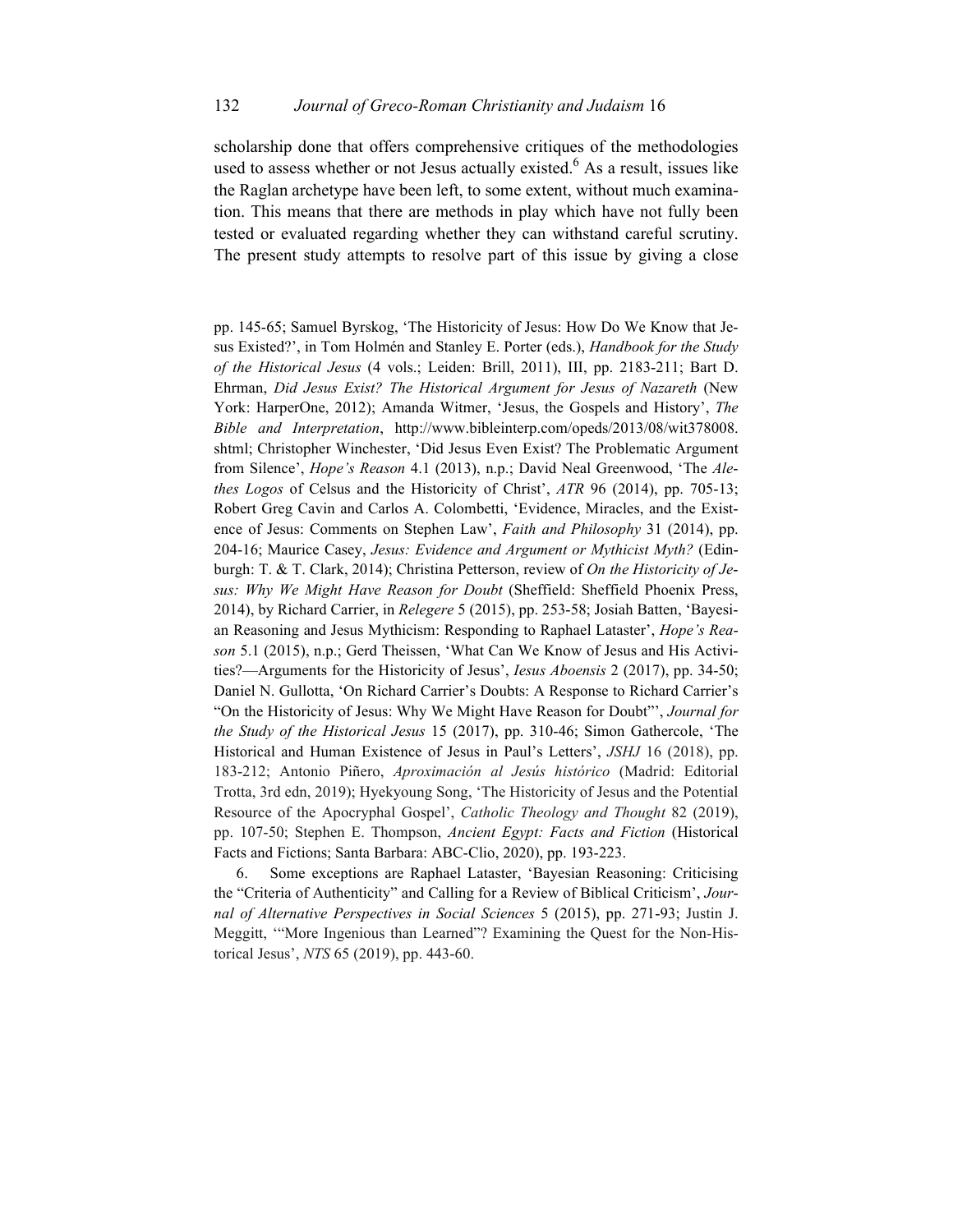scholarship done that offers comprehensive critiques of the methodologies used to assess whether or not Jesus actually existed.[6] As a result, issues like the Raglan archetype have been left, to some extent, without much examination. This means that there are methods in play which have not fully been tested or evaluated regarding whether they can withstand careful scrutiny. The present study attempts to resolve part of this issue by giving a close

pp. 145-65; Samuel Byrskog, 'The Historicity of Jesus: How Do We Know that Jesus Existed?', in Tom Holmén and Stanley E. Porter (eds.), *Handbook for the Study of the Historical Jesus* (4 vols.; Leiden: Brill, 2011), III, pp. 2183-211; Bart D. Ehrman, *Did Jesus Exist? The Historical Argument for Jesus of Nazareth* (New York: HarperOne, 2012); Amanda Witmer, 'Jesus, the Gospels and History', *The Bible and Interpretation*, http://www.bibleinterp.com/opeds/2013/08/wit378008.shtml; Christopher Winchester, 'Did Jesus Even Exist? The Problematic Argument from Silence', *Hope's Reason* 4.1 (2013), n.p.; David Neal Greenwood, 'The *Alethes Logos* of Celsus and the Historicity of Christ', *ATR* 96 (2014), pp. 705-13; Robert Greg Cavin and Carlos A. Colombetti, 'Evidence, Miracles, and the Existence of Jesus: Comments on Stephen Law', *Faith and Philosophy* 31 (2014), pp. 204-16; Maurice Casey, *Jesus: Evidence and Argument or Mythicist Myth?* (Edinburgh: T. & T. Clark, 2014); Christina Petterson, review of *On the Historicity of Jesus: Why We Might Have Reason for Doubt* (Sheffield: Sheffield Phoenix Press, 2014), by Richard Carrier, in *Relegere* 5 (2015), pp. 253-58; Josiah Batten, 'Bayesian Reasoning and Jesus Mythicism: Responding to Raphael Lataster', *Hope's Reason* 5.1 (2015), n.p.; Gerd Theissen, 'What Can We Know of Jesus and His Activities?—Arguments for the Historicity of Jesus', *Iesus Aboensis* 2 (2017), pp. 34-50; Daniel N. Gullotta, 'On Richard Carrier's Doubts: A Response to Richard Carrier's "On the Historicity of Jesus: Why We Might Have Reason for Doubt"', *Journal for the Study of the Historical Jesus* 15 (2017), pp. 310-46; Simon Gathercole, 'The Historical and Human Existence of Jesus in Paul's Letters', *JSHJ* 16 (2018), pp. 183-212; Antonio Piñero, *Aproximación al Jesús histórico* (Madrid: Editorial Trotta, 3rd edn, 2019); Hyekyoung Song, 'The Historicity of Jesus and the Potential Resource of the Apocryphal Gospel', *Catholic Theology and Thought* 82 (2019), pp. 107-50; Stephen E. Thompson, *Ancient Egypt: Facts and Fiction* (Historical Facts and Fictions; Santa Barbara: ABC-Clio, 2020), pp. 193-223.

6. Some exceptions are Raphael Lataster, 'Bayesian Reasoning: Criticising the "Criteria of Authenticity" and Calling for a Review of Biblical Criticism', *Journal of Alternative Perspectives in Social Sciences* 5 (2015), pp. 271-93; Justin J. Meggitt, '"More Ingenious than Learned"? Examining the Quest for the Non-Historical Jesus', *NTS* 65 (2019), pp. 443-60.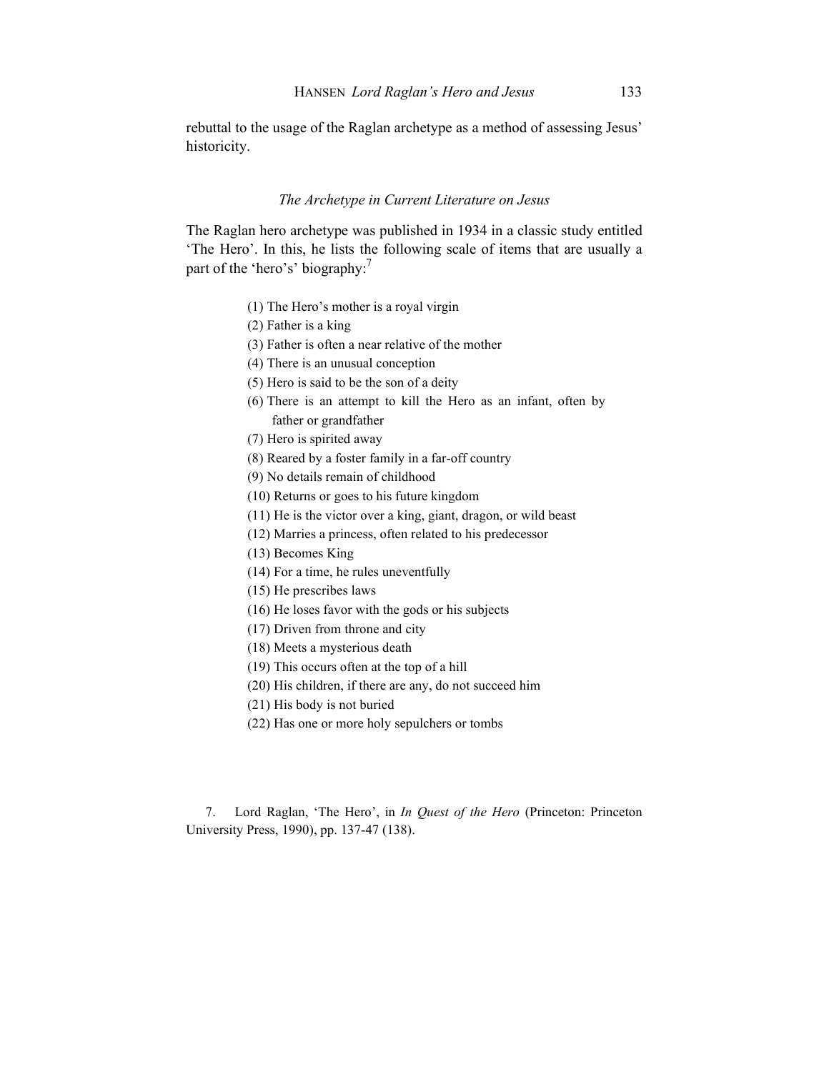rebuttal to the usage of the Raglan archetype as a method of assessing Jesus' historicity.

### *The Archetype in Current Literature on Jesus*

The Raglan hero archetype was published in 1934 in a classic study entitled 'The Hero'. In this, he lists the following scale of items that are usually a part of the 'hero's' biography:[7]

(1) The Hero's mother is a royal virgin
(2) Father is a king
(3) Father is often a near relative of the mother
(4) There is an unusual conception
(5) Hero is said to be the son of a deity
(6) There is an attempt to kill the Hero as an infant, often by father or grandfather
(7) Hero is spirited away
(8) Reared by a foster family in a far-off country
(9) No details remain of childhood
(10) Returns or goes to his future kingdom
(11) He is the victor over a king, giant, dragon, or wild beast
(12) Marries a princess, often related to his predecessor
(13) Becomes King
(14) For a time, he rules uneventfully
(15) He prescribes laws
(16) He loses favor with the gods or his subjects
(17) Driven from throne and city
(18) Meets a mysterious death
(19) This occurs often at the top of a hill
(20) His children, if there are any, do not succeed him
(21) His body is not buried
(22) Has one or more holy sepulchers or tombs

7. Lord Raglan, 'The Hero', in *In Quest of the Hero* (Princeton: Princeton University Press, 1990), pp. 137-47 (138).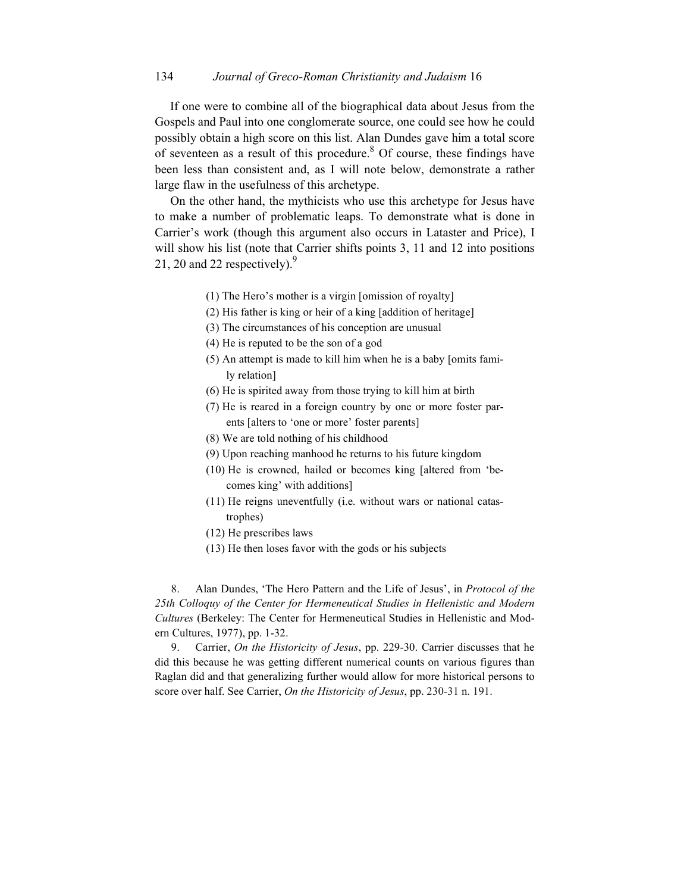If one were to combine all of the biographical data about Jesus from the Gospels and Paul into one conglomerate source, one could see how he could possibly obtain a high score on this list. Alan Dundes gave him a total score of seventeen as a result of this procedure.[8] Of course, these findings have been less than consistent and, as I will note below, demonstrate a rather large flaw in the usefulness of this archetype.

On the other hand, the mythicists who use this archetype for Jesus have to make a number of problematic leaps. To demonstrate what is done in Carrier's work (though this argument also occurs in Lataster and Price), I will show his list (note that Carrier shifts points 3, 11 and 12 into positions 21, 20 and 22 respectively).[9]

(1) The Hero's mother is a virgin [omission of royalty]
(2) His father is king or heir of a king [addition of heritage]
(3) The circumstances of his conception are unusual
(4) He is reputed to be the son of a god
(5) An attempt is made to kill him when he is a baby [omits family relation]
(6) He is spirited away from those trying to kill him at birth
(7) He is reared in a foreign country by one or more foster parents [alters to 'one or more' foster parents]
(8) We are told nothing of his childhood
(9) Upon reaching manhood he returns to his future kingdom
(10) He is crowned, hailed or becomes king [altered from 'becomes king' with additions]
(11) He reigns uneventfully (i.e. without wars or national catastrophes)
(12) He prescribes laws
(13) He then loses favor with the gods or his subjects

8. Alan Dundes, 'The Hero Pattern and the Life of Jesus', in *Protocol of the 25th Colloquy of the Center for Hermeneutical Studies in Hellenistic and Modern Cultures* (Berkeley: The Center for Hermeneutical Studies in Hellenistic and Modern Cultures, 1977), pp. 1-32.

9. Carrier, *On the Historicity of Jesus*, pp. 229-30. Carrier discusses that he did this because he was getting different numerical counts on various figures than Raglan did and that generalizing further would allow for more historical persons to score over half. See Carrier, *On the Historicity of Jesus*, pp. 230-31 n. 191.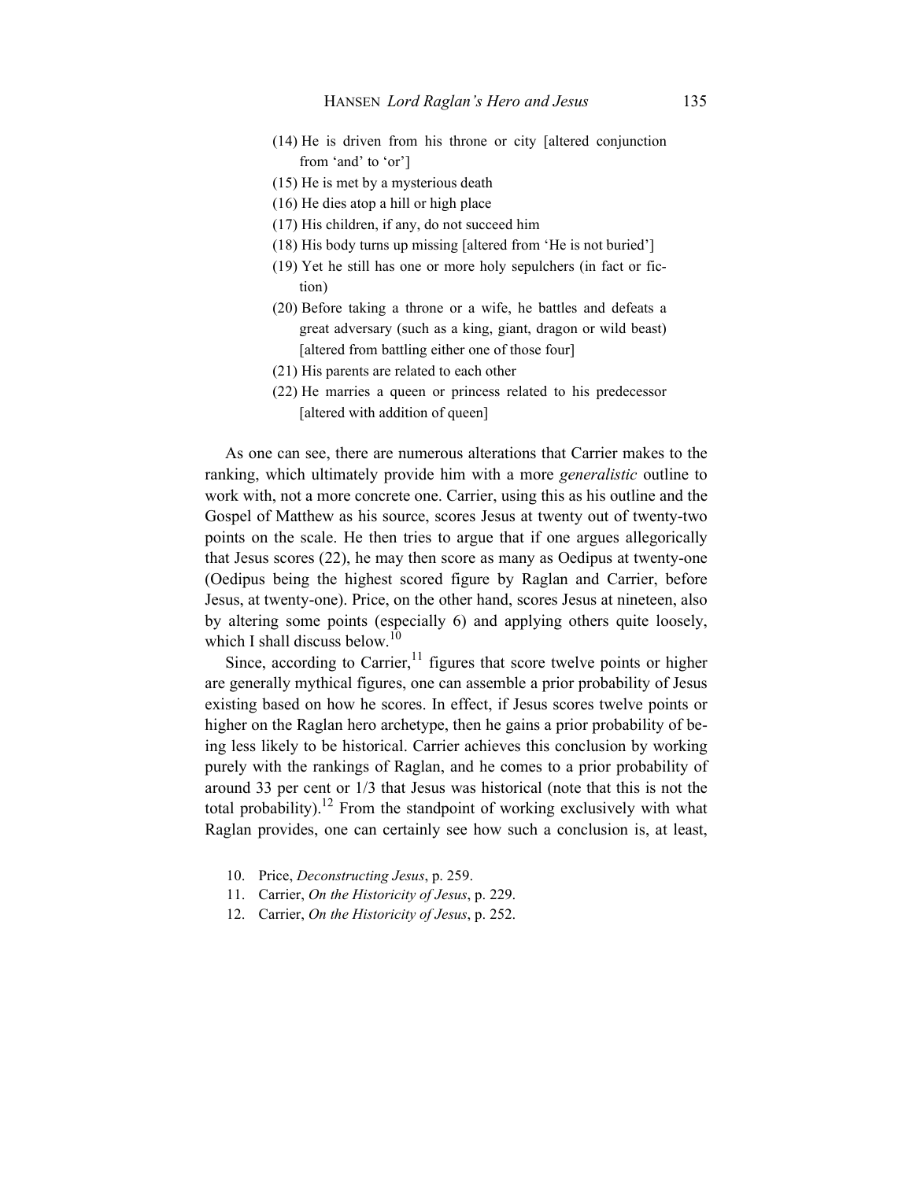(14) He is driven from his throne or city [altered conjunction from 'and' to 'or']
(15) He is met by a mysterious death
(16) He dies atop a hill or high place
(17) His children, if any, do not succeed him
(18) His body turns up missing [altered from 'He is not buried']
(19) Yet he still has one or more holy sepulchers (in fact or fiction)
(20) Before taking a throne or a wife, he battles and defeats a great adversary (such as a king, giant, dragon or wild beast) [altered from battling either one of those four]
(21) His parents are related to each other
(22) He marries a queen or princess related to his predecessor [altered with addition of queen]

As one can see, there are numerous alterations that Carrier makes to the ranking, which ultimately provide him with a more *generalistic* outline to work with, not a more concrete one. Carrier, using this as his outline and the Gospel of Matthew as his source, scores Jesus at twenty out of twenty-two points on the scale. He then tries to argue that if one argues allegorically that Jesus scores (22), he may then score as many as Oedipus at twenty-one (Oedipus being the highest scored figure by Raglan and Carrier, before Jesus, at twenty-one). Price, on the other hand, scores Jesus at nineteen, also by altering some points (especially 6) and applying others quite loosely, which I shall discuss below.[10]

Since, according to Carrier,[11] figures that score twelve points or higher are generally mythical figures, one can assemble a prior probability of Jesus existing based on how he scores. In effect, if Jesus scores twelve points or higher on the Raglan hero archetype, then he gains a prior probability of being less likely to be historical. Carrier achieves this conclusion by working purely with the rankings of Raglan, and he comes to a prior probability of around 33 per cent or 1/3 that Jesus was historical (note that this is not the total probability).[12] From the standpoint of working exclusively with what Raglan provides, one can certainly see how such a conclusion is, at least,

10. Price, *Deconstructing Jesus*, p. 259.
11. Carrier, *On the Historicity of Jesus*, p. 229.
12. Carrier, *On the Historicity of Jesus*, p. 252.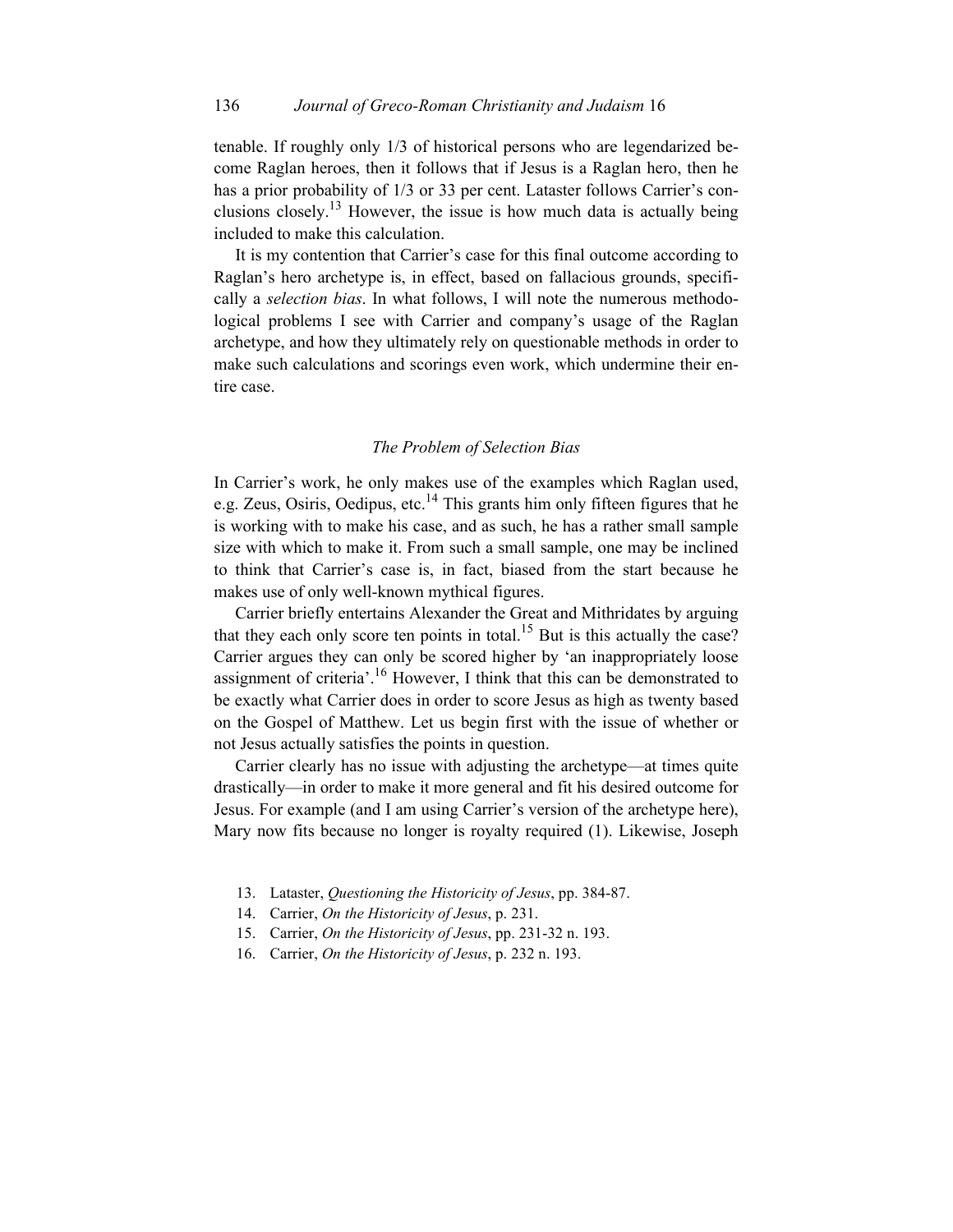tenable. If roughly only 1/3 of historical persons who are legendarized become Raglan heroes, then it follows that if Jesus is a Raglan hero, then he has a prior probability of 1/3 or 33 per cent. Lataster follows Carrier's conclusions closely.[13] However, the issue is how much data is actually being included to make this calculation.

It is my contention that Carrier's case for this final outcome according to Raglan's hero archetype is, in effect, based on fallacious grounds, specifically a *selection bias*. In what follows, I will note the numerous methodological problems I see with Carrier and company's usage of the Raglan archetype, and how they ultimately rely on questionable methods in order to make such calculations and scorings even work, which undermine their entire case.

### *The Problem of Selection Bias*

In Carrier's work, he only makes use of the examples which Raglan used, e.g. Zeus, Osiris, Oedipus, etc.[14] This grants him only fifteen figures that he is working with to make his case, and as such, he has a rather small sample size with which to make it. From such a small sample, one may be inclined to think that Carrier's case is, in fact, biased from the start because he makes use of only well-known mythical figures.

Carrier briefly entertains Alexander the Great and Mithridates by arguing that they each only score ten points in total.[15] But is this actually the case? Carrier argues they can only be scored higher by 'an inappropriately loose assignment of criteria'.[16] However, I think that this can be demonstrated to be exactly what Carrier does in order to score Jesus as high as twenty based on the Gospel of Matthew. Let us begin first with the issue of whether or not Jesus actually satisfies the points in question.

Carrier clearly has no issue with adjusting the archetype—at times quite drastically—in order to make it more general and fit his desired outcome for Jesus. For example (and I am using Carrier's version of the archetype here), Mary now fits because no longer is royalty required (1). Likewise, Joseph

13. Lataster, *Questioning the Historicity of Jesus*, pp. 384-87.
14. Carrier, *On the Historicity of Jesus*, p. 231.
15. Carrier, *On the Historicity of Jesus*, pp. 231-32 n. 193.
16. Carrier, *On the Historicity of Jesus*, p. 232 n. 193.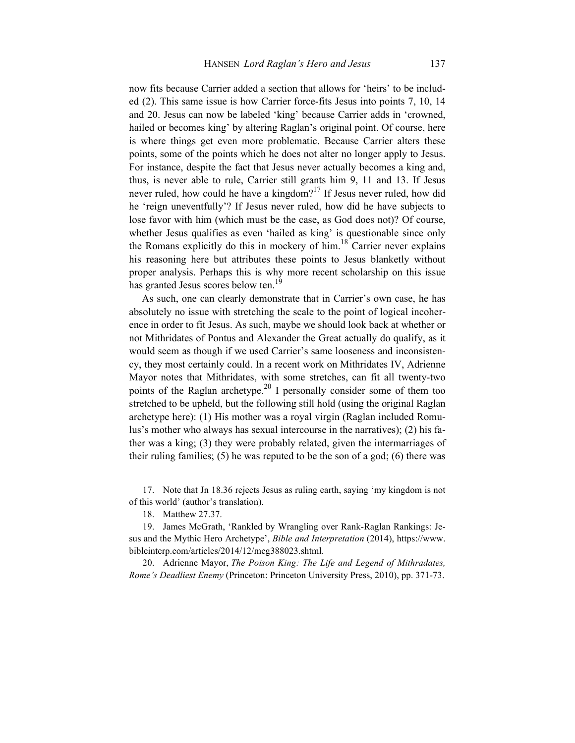now fits because Carrier added a section that allows for 'heirs' to be included (2). This same issue is how Carrier force-fits Jesus into points 7, 10, 14 and 20. Jesus can now be labeled 'king' because Carrier adds in 'crowned, hailed or becomes king' by altering Raglan's original point. Of course, here is where things get even more problematic. Because Carrier alters these points, some of the points which he does not alter no longer apply to Jesus. For instance, despite the fact that Jesus never actually becomes a king and, thus, is never able to rule, Carrier still grants him 9, 11 and 13. If Jesus never ruled, how could he have a kingdom?[17] If Jesus never ruled, how did he 'reign uneventfully'? If Jesus never ruled, how did he have subjects to lose favor with him (which must be the case, as God does not)? Of course, whether Jesus qualifies as even 'hailed as king' is questionable since only the Romans explicitly do this in mockery of him.[18] Carrier never explains his reasoning here but attributes these points to Jesus blanketly without proper analysis. Perhaps this is why more recent scholarship on this issue has granted Jesus scores below ten.[19]

As such, one can clearly demonstrate that in Carrier's own case, he has absolutely no issue with stretching the scale to the point of logical incoherence in order to fit Jesus. As such, maybe we should look back at whether or not Mithridates of Pontus and Alexander the Great actually do qualify, as it would seem as though if we used Carrier's same looseness and inconsistency, they most certainly could. In a recent work on Mithridates IV, Adrienne Mayor notes that Mithridates, with some stretches, can fit all twenty-two points of the Raglan archetype.[20] I personally consider some of them too stretched to be upheld, but the following still hold (using the original Raglan archetype here): (1) His mother was a royal virgin (Raglan included Romulus's mother who always has sexual intercourse in the narratives); (2) his father was a king; (3) they were probably related, given the intermarriages of their ruling families; (5) he was reputed to be the son of a god; (6) there was

17. Note that Jn 18.36 rejects Jesus as ruling earth, saying 'my kingdom is not of this world' (author's translation).

18. Matthew 27.37.

19. James McGrath, 'Rankled by Wrangling over Rank-Raglan Rankings: Jesus and the Mythic Hero Archetype', *Bible and Interpretation* (2014), https://www.bibleinterp.com/articles/2014/12/mcg388023.shtml.

20. Adrienne Mayor, *The Poison King: The Life and Legend of Mithradates, Rome's Deadliest Enemy* (Princeton: Princeton University Press, 2010), pp. 371-73.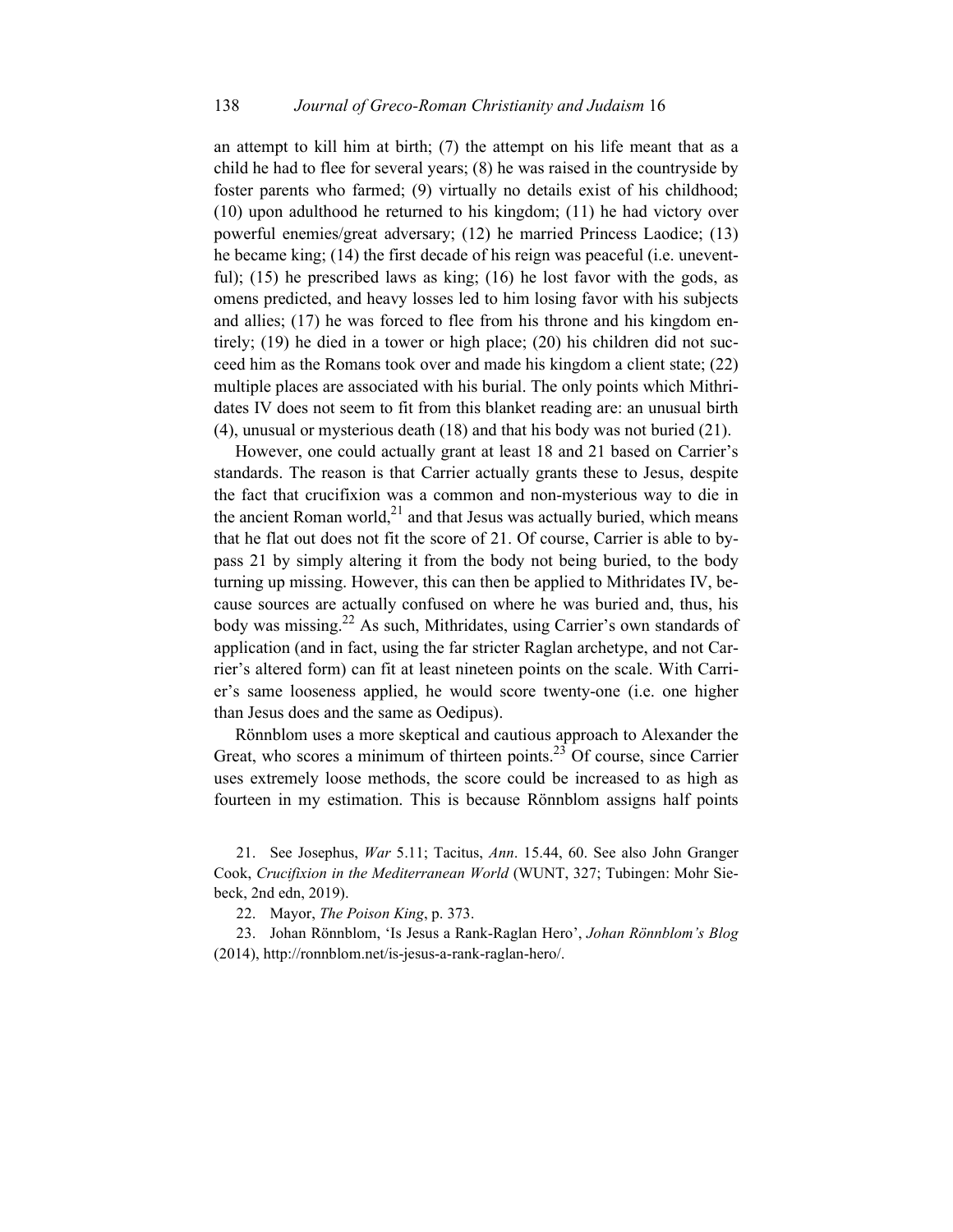an attempt to kill him at birth; (7) the attempt on his life meant that as a child he had to flee for several years; (8) he was raised in the countryside by foster parents who farmed; (9) virtually no details exist of his childhood; (10) upon adulthood he returned to his kingdom; (11) he had victory over powerful enemies/great adversary; (12) he married Princess Laodice; (13) he became king; (14) the first decade of his reign was peaceful (i.e. uneventful); (15) he prescribed laws as king; (16) he lost favor with the gods, as omens predicted, and heavy losses led to him losing favor with his subjects and allies; (17) he was forced to flee from his throne and his kingdom entirely; (19) he died in a tower or high place; (20) his children did not succeed him as the Romans took over and made his kingdom a client state; (22) multiple places are associated with his burial. The only points which Mithridates IV does not seem to fit from this blanket reading are: an unusual birth (4), unusual or mysterious death (18) and that his body was not buried (21).

However, one could actually grant at least 18 and 21 based on Carrier's standards. The reason is that Carrier actually grants these to Jesus, despite the fact that crucifixion was a common and non-mysterious way to die in the ancient Roman world,[21] and that Jesus was actually buried, which means that he flat out does not fit the score of 21. Of course, Carrier is able to bypass 21 by simply altering it from the body not being buried, to the body turning up missing. However, this can then be applied to Mithridates IV, because sources are actually confused on where he was buried and, thus, his body was missing.[22] As such, Mithridates, using Carrier's own standards of application (and in fact, using the far stricter Raglan archetype, and not Carrier's altered form) can fit at least nineteen points on the scale. With Carrier's same looseness applied, he would score twenty-one (i.e. one higher than Jesus does and the same as Oedipus).

Rönnblom uses a more skeptical and cautious approach to Alexander the Great, who scores a minimum of thirteen points.[23] Of course, since Carrier uses extremely loose methods, the score could be increased to as high as fourteen in my estimation. This is because Rönnblom assigns half points

21. See Josephus, *War* 5.11; Tacitus, *Ann*. 15.44, 60. See also John Granger Cook, *Crucifixion in the Mediterranean World* (WUNT, 327; Tubingen: Mohr Siebeck, 2nd edn, 2019).

22. Mayor, *The Poison King*, p. 373.

23. Johan Rönnblom, 'Is Jesus a Rank-Raglan Hero', *Johan Rönnblom's Blog* (2014), http://ronnblom.net/is-jesus-a-rank-raglan-hero/.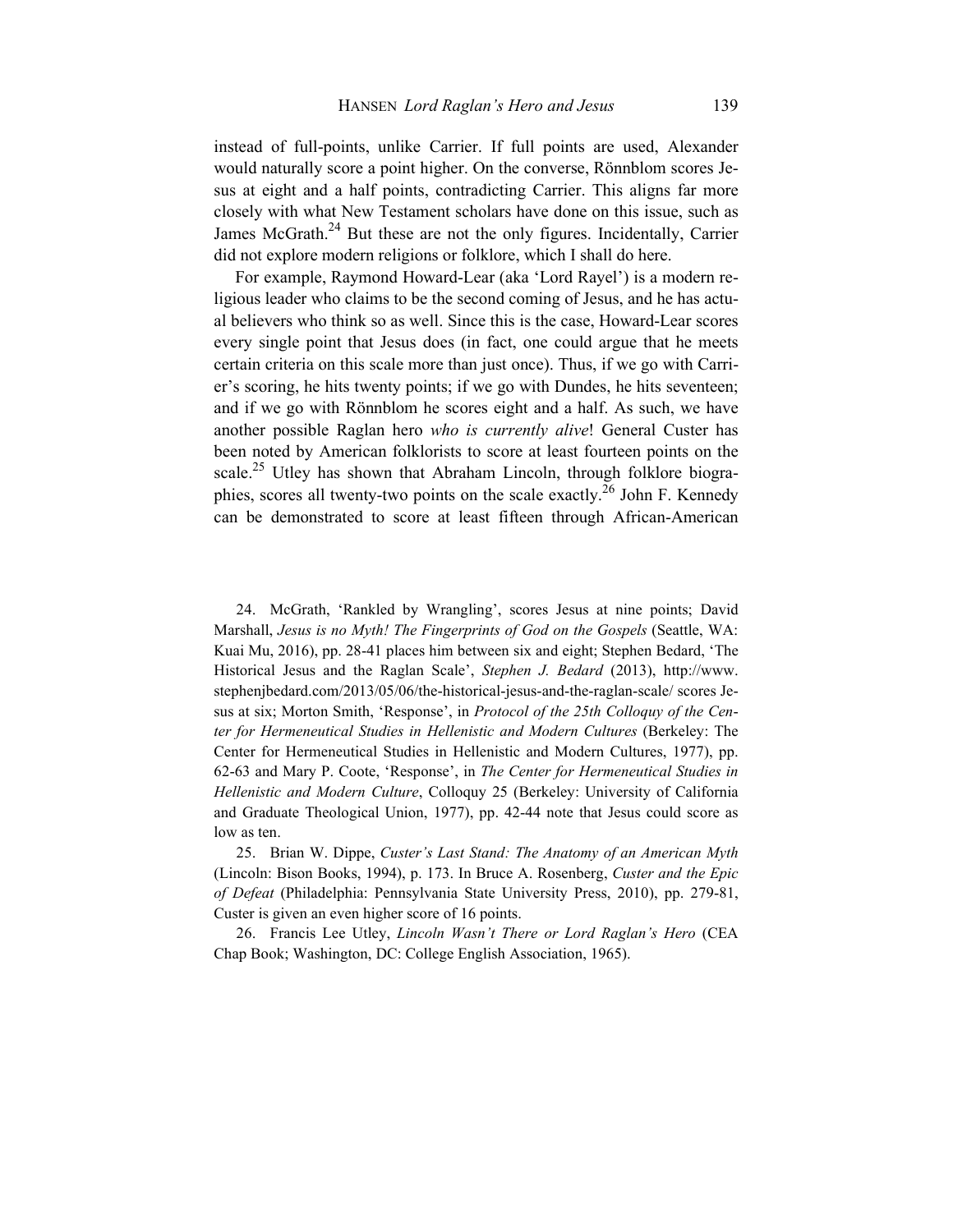instead of full-points, unlike Carrier. If full points are used, Alexander would naturally score a point higher. On the converse, Rönnblom scores Jesus at eight and a half points, contradicting Carrier. This aligns far more closely with what New Testament scholars have done on this issue, such as James McGrath.[24] But these are not the only figures. Incidentally, Carrier did not explore modern religions or folklore, which I shall do here.

For example, Raymond Howard-Lear (aka 'Lord Rayel') is a modern religious leader who claims to be the second coming of Jesus, and he has actual believers who think so as well. Since this is the case, Howard-Lear scores every single point that Jesus does (in fact, one could argue that he meets certain criteria on this scale more than just once). Thus, if we go with Carrier's scoring, he hits twenty points; if we go with Dundes, he hits seventeen; and if we go with Rönnblom he scores eight and a half. As such, we have another possible Raglan hero *who is currently alive*! General Custer has been noted by American folklorists to score at least fourteen points on the scale.[25] Utley has shown that Abraham Lincoln, through folklore biographies, scores all twenty-two points on the scale exactly.[26] John F. Kennedy can be demonstrated to score at least fifteen through African-American

24. McGrath, 'Rankled by Wrangling', scores Jesus at nine points; David Marshall, *Jesus is no Myth! The Fingerprints of God on the Gospels* (Seattle, WA: Kuai Mu, 2016), pp. 28-41 places him between six and eight; Stephen Bedard, 'The Historical Jesus and the Raglan Scale', *Stephen J. Bedard* (2013), http://www.stephenjbedard.com/2013/05/06/the-historical-jesus-and-the-raglan-scale/ scores Jesus at six; Morton Smith, 'Response', in *Protocol of the 25th Colloquy of the Center for Hermeneutical Studies in Hellenistic and Modern Cultures* (Berkeley: The Center for Hermeneutical Studies in Hellenistic and Modern Cultures, 1977), pp. 62-63 and Mary P. Coote, 'Response', in *The Center for Hermeneutical Studies in Hellenistic and Modern Culture*, Colloquy 25 (Berkeley: University of California and Graduate Theological Union, 1977), pp. 42-44 note that Jesus could score as low as ten.

25. Brian W. Dippe, *Custer's Last Stand: The Anatomy of an American Myth* (Lincoln: Bison Books, 1994), p. 173. In Bruce A. Rosenberg, *Custer and the Epic of Defeat* (Philadelphia: Pennsylvania State University Press, 2010), pp. 279-81, Custer is given an even higher score of 16 points.

26. Francis Lee Utley, *Lincoln Wasn't There or Lord Raglan's Hero* (CEA Chap Book; Washington, DC: College English Association, 1965).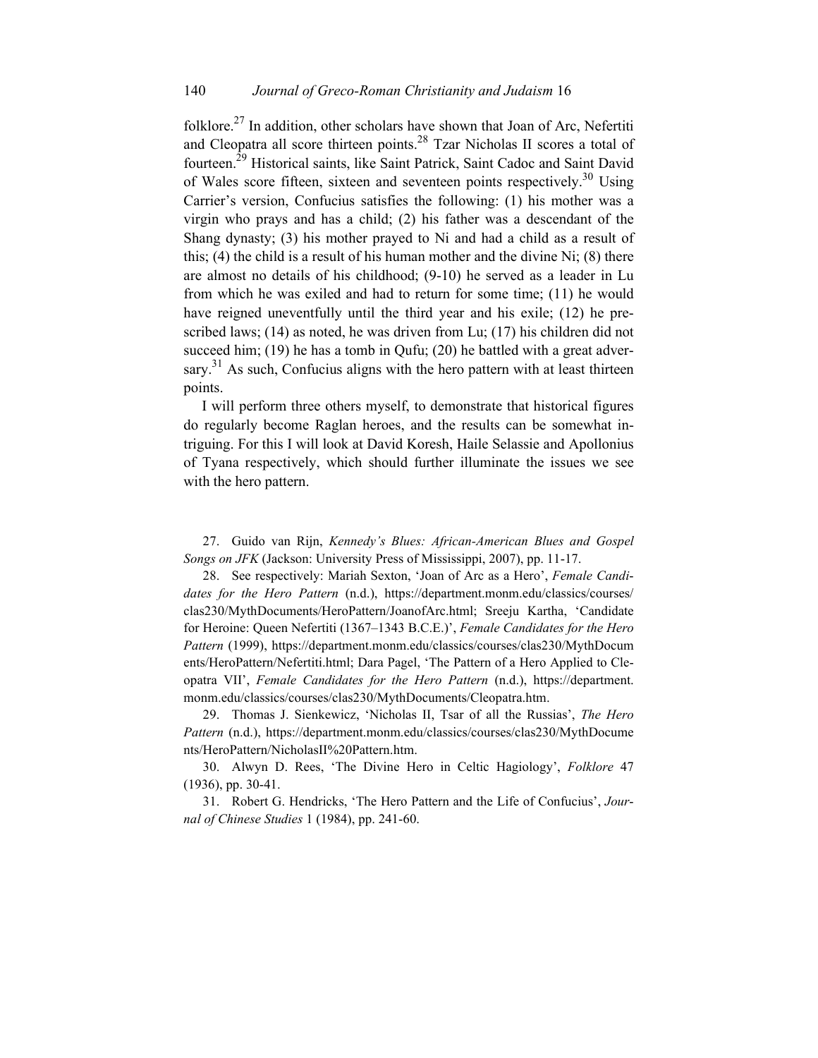folklore.[27] In addition, other scholars have shown that Joan of Arc, Nefertiti and Cleopatra all score thirteen points.[28] Tzar Nicholas II scores a total of fourteen.[29] Historical saints, like Saint Patrick, Saint Cadoc and Saint David of Wales score fifteen, sixteen and seventeen points respectively.[30] Using Carrier's version, Confucius satisfies the following: (1) his mother was a virgin who prays and has a child; (2) his father was a descendant of the Shang dynasty; (3) his mother prayed to Ni and had a child as a result of this; (4) the child is a result of his human mother and the divine Ni; (8) there are almost no details of his childhood; (9-10) he served as a leader in Lu from which he was exiled and had to return for some time; (11) he would have reigned uneventfully until the third year and his exile; (12) he prescribed laws; (14) as noted, he was driven from Lu; (17) his children did not succeed him; (19) he has a tomb in Qufu; (20) he battled with a great adversary.[31] As such, Confucius aligns with the hero pattern with at least thirteen points.

I will perform three others myself, to demonstrate that historical figures do regularly become Raglan heroes, and the results can be somewhat intriguing. For this I will look at David Koresh, Haile Selassie and Apollonius of Tyana respectively, which should further illuminate the issues we see with the hero pattern.

27. Guido van Rijn, *Kennedy's Blues: African-American Blues and Gospel Songs on JFK* (Jackson: University Press of Mississippi, 2007), pp. 11-17.

28. See respectively: Mariah Sexton, 'Joan of Arc as a Hero', *Female Candidates for the Hero Pattern* (n.d.), https://department.monm.edu/classics/courses/clas230/MythDocuments/HeroPattern/JoanofArc.html; Sreeju Kartha, 'Candidate for Heroine: Queen Nefertiti (1367–1343 B.C.E.)', *Female Candidates for the Hero Pattern* (1999), https://department.monm.edu/classics/courses/clas230/MythDocuments/HeroPattern/Nefertiti.html; Dara Pagel, 'The Pattern of a Hero Applied to Cleopatra VII', *Female Candidates for the Hero Pattern* (n.d.), https://department.monm.edu/classics/courses/clas230/MythDocuments/Cleopatra.htm.

29. Thomas J. Sienkewicz, 'Nicholas II, Tsar of all the Russias', *The Hero Pattern* (n.d.), https://department.monm.edu/classics/courses/clas230/MythDocuments/HeroPattern/NicholasII%20Pattern.htm.

30. Alwyn D. Rees, 'The Divine Hero in Celtic Hagiology', *Folklore* 47 (1936), pp. 30-41.

31. Robert G. Hendricks, 'The Hero Pattern and the Life of Confucius', *Journal of Chinese Studies* 1 (1984), pp. 241-60.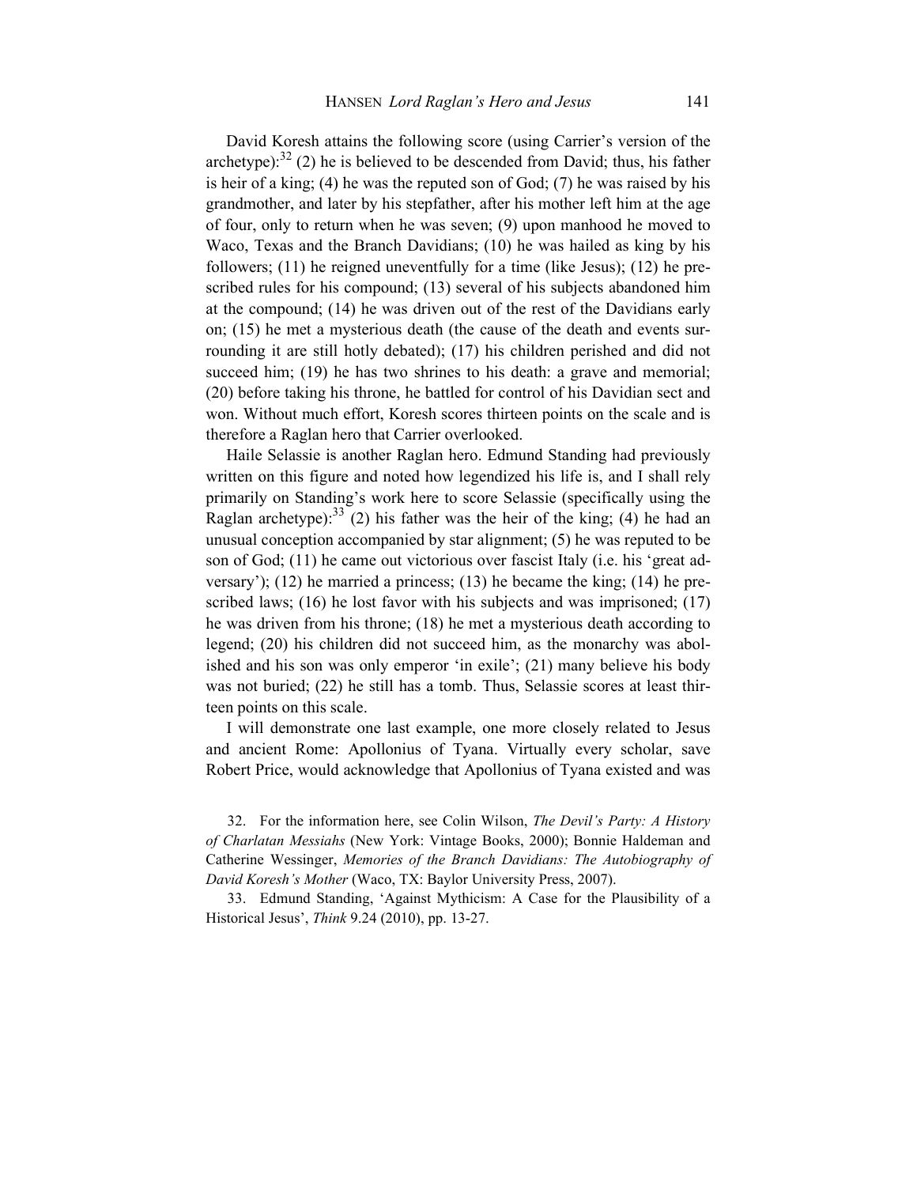David Koresh attains the following score (using Carrier's version of the archetype):[32] (2) he is believed to be descended from David; thus, his father is heir of a king; (4) he was the reputed son of God; (7) he was raised by his grandmother, and later by his stepfather, after his mother left him at the age of four, only to return when he was seven; (9) upon manhood he moved to Waco, Texas and the Branch Davidians; (10) he was hailed as king by his followers; (11) he reigned uneventfully for a time (like Jesus); (12) he prescribed rules for his compound; (13) several of his subjects abandoned him at the compound; (14) he was driven out of the rest of the Davidians early on; (15) he met a mysterious death (the cause of the death and events surrounding it are still hotly debated); (17) his children perished and did not succeed him; (19) he has two shrines to his death: a grave and memorial; (20) before taking his throne, he battled for control of his Davidian sect and won. Without much effort, Koresh scores thirteen points on the scale and is therefore a Raglan hero that Carrier overlooked.

Haile Selassie is another Raglan hero. Edmund Standing had previously written on this figure and noted how legendized his life is, and I shall rely primarily on Standing's work here to score Selassie (specifically using the Raglan archetype):[33] (2) his father was the heir of the king; (4) he had an unusual conception accompanied by star alignment; (5) he was reputed to be son of God; (11) he came out victorious over fascist Italy (i.e. his 'great adversary'); (12) he married a princess; (13) he became the king; (14) he prescribed laws; (16) he lost favor with his subjects and was imprisoned; (17) he was driven from his throne; (18) he met a mysterious death according to legend; (20) his children did not succeed him, as the monarchy was abolished and his son was only emperor 'in exile'; (21) many believe his body was not buried; (22) he still has a tomb. Thus, Selassie scores at least thirteen points on this scale.

I will demonstrate one last example, one more closely related to Jesus and ancient Rome: Apollonius of Tyana. Virtually every scholar, save Robert Price, would acknowledge that Apollonius of Tyana existed and was

32. For the information here, see Colin Wilson, *The Devil's Party: A History of Charlatan Messiahs* (New York: Vintage Books, 2000); Bonnie Haldeman and Catherine Wessinger, *Memories of the Branch Davidians: The Autobiography of David Koresh's Mother* (Waco, TX: Baylor University Press, 2007).

33. Edmund Standing, 'Against Mythicism: A Case for the Plausibility of a Historical Jesus', *Think* 9.24 (2010), pp. 13-27.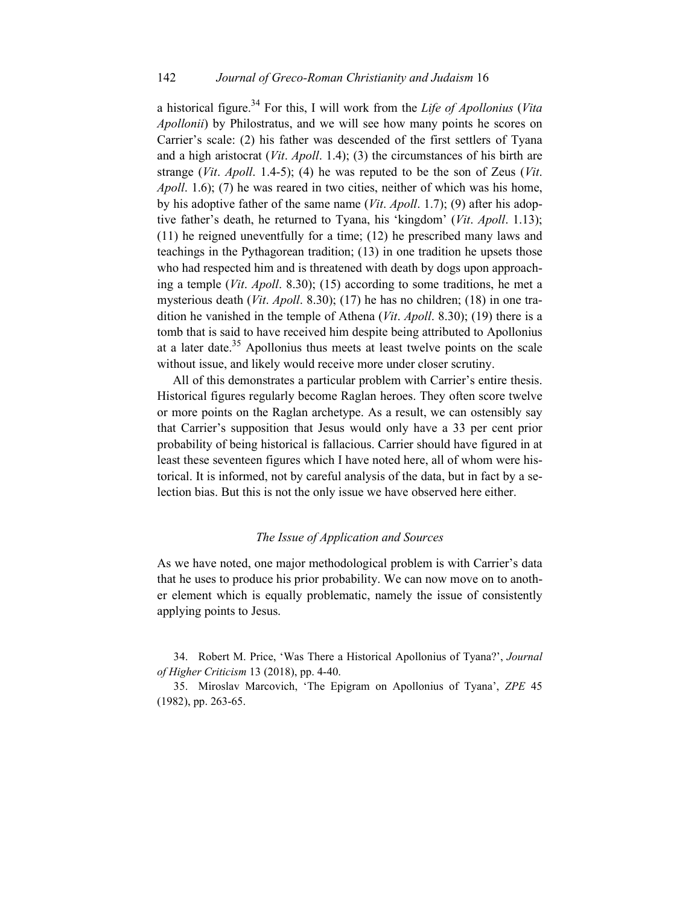a historical figure.[34] For this, I will work from the *Life of Apollonius* (*Vita Apollonii*) by Philostratus, and we will see how many points he scores on Carrier's scale: (2) his father was descended of the first settlers of Tyana and a high aristocrat (*Vit*. *Apoll*. 1.4); (3) the circumstances of his birth are strange (*Vit*. *Apoll*. 1.4-5); (4) he was reputed to be the son of Zeus (*Vit*. *Apoll*. 1.6); (7) he was reared in two cities, neither of which was his home, by his adoptive father of the same name (*Vit*. *Apoll*. 1.7); (9) after his adoptive father's death, he returned to Tyana, his 'kingdom' (*Vit*. *Apoll*. 1.13); (11) he reigned uneventfully for a time; (12) he prescribed many laws and teachings in the Pythagorean tradition; (13) in one tradition he upsets those who had respected him and is threatened with death by dogs upon approaching a temple (*Vit*. *Apoll*. 8.30); (15) according to some traditions, he met a mysterious death (*Vit*. *Apoll*. 8.30); (17) he has no children; (18) in one tradition he vanished in the temple of Athena (*Vit*. *Apoll*. 8.30); (19) there is a tomb that is said to have received him despite being attributed to Apollonius at a later date.[35] Apollonius thus meets at least twelve points on the scale without issue, and likely would receive more under closer scrutiny.

All of this demonstrates a particular problem with Carrier's entire thesis. Historical figures regularly become Raglan heroes. They often score twelve or more points on the Raglan archetype. As a result, we can ostensibly say that Carrier's supposition that Jesus would only have a 33 per cent prior probability of being historical is fallacious. Carrier should have figured in at least these seventeen figures which I have noted here, all of whom were historical. It is informed, not by careful analysis of the data, but in fact by a selection bias. But this is not the only issue we have observed here either.

### *The Issue of Application and Sources*

As we have noted, one major methodological problem is with Carrier's data that he uses to produce his prior probability. We can now move on to another element which is equally problematic, namely the issue of consistently applying points to Jesus.

34. Robert M. Price, 'Was There a Historical Apollonius of Tyana?', *Journal of Higher Criticism* 13 (2018), pp. 4-40.

35. Miroslav Marcovich, 'The Epigram on Apollonius of Tyana', *ZPE* 45 (1982), pp. 263-65.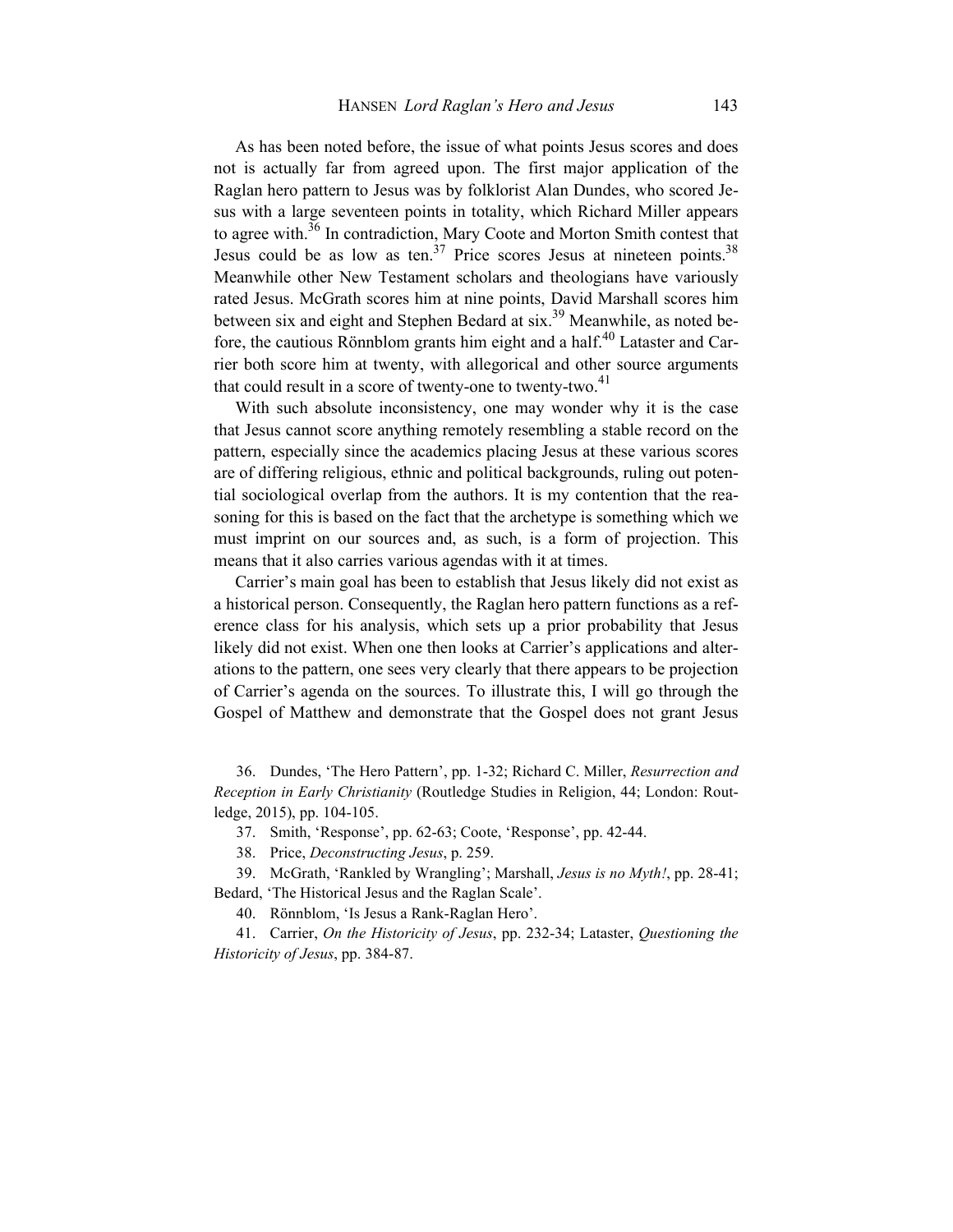As has been noted before, the issue of what points Jesus scores and does not is actually far from agreed upon. The first major application of the Raglan hero pattern to Jesus was by folklorist Alan Dundes, who scored Jesus with a large seventeen points in totality, which Richard Miller appears to agree with.[36] In contradiction, Mary Coote and Morton Smith contest that Jesus could be as low as ten.[37] Price scores Jesus at nineteen points.[38] Meanwhile other New Testament scholars and theologians have variously rated Jesus. McGrath scores him at nine points, David Marshall scores him between six and eight and Stephen Bedard at six.[39] Meanwhile, as noted before, the cautious Rönnblom grants him eight and a half.[40] Lataster and Carrier both score him at twenty, with allegorical and other source arguments that could result in a score of twenty-one to twenty-two.[41]

With such absolute inconsistency, one may wonder why it is the case that Jesus cannot score anything remotely resembling a stable record on the pattern, especially since the academics placing Jesus at these various scores are of differing religious, ethnic and political backgrounds, ruling out potential sociological overlap from the authors. It is my contention that the reasoning for this is based on the fact that the archetype is something which we must imprint on our sources and, as such, is a form of projection. This means that it also carries various agendas with it at times.

Carrier's main goal has been to establish that Jesus likely did not exist as a historical person. Consequently, the Raglan hero pattern functions as a reference class for his analysis, which sets up a prior probability that Jesus likely did not exist. When one then looks at Carrier's applications and alterations to the pattern, one sees very clearly that there appears to be projection of Carrier's agenda on the sources. To illustrate this, I will go through the Gospel of Matthew and demonstrate that the Gospel does not grant Jesus

36. Dundes, 'The Hero Pattern', pp. 1-32; Richard C. Miller, *Resurrection and Reception in Early Christianity* (Routledge Studies in Religion, 44; London: Routledge, 2015), pp. 104-105.

37. Smith, 'Response', pp. 62-63; Coote, 'Response', pp. 42-44.

38. Price, *Deconstructing Jesus*, p. 259.

39. McGrath, 'Rankled by Wrangling'; Marshall, *Jesus is no Myth!*, pp. 28-41; Bedard, 'The Historical Jesus and the Raglan Scale'.

40. Rönnblom, 'Is Jesus a Rank-Raglan Hero'.

41. Carrier, *On the Historicity of Jesus*, pp. 232-34; Lataster, *Questioning the Historicity of Jesus*, pp. 384-87.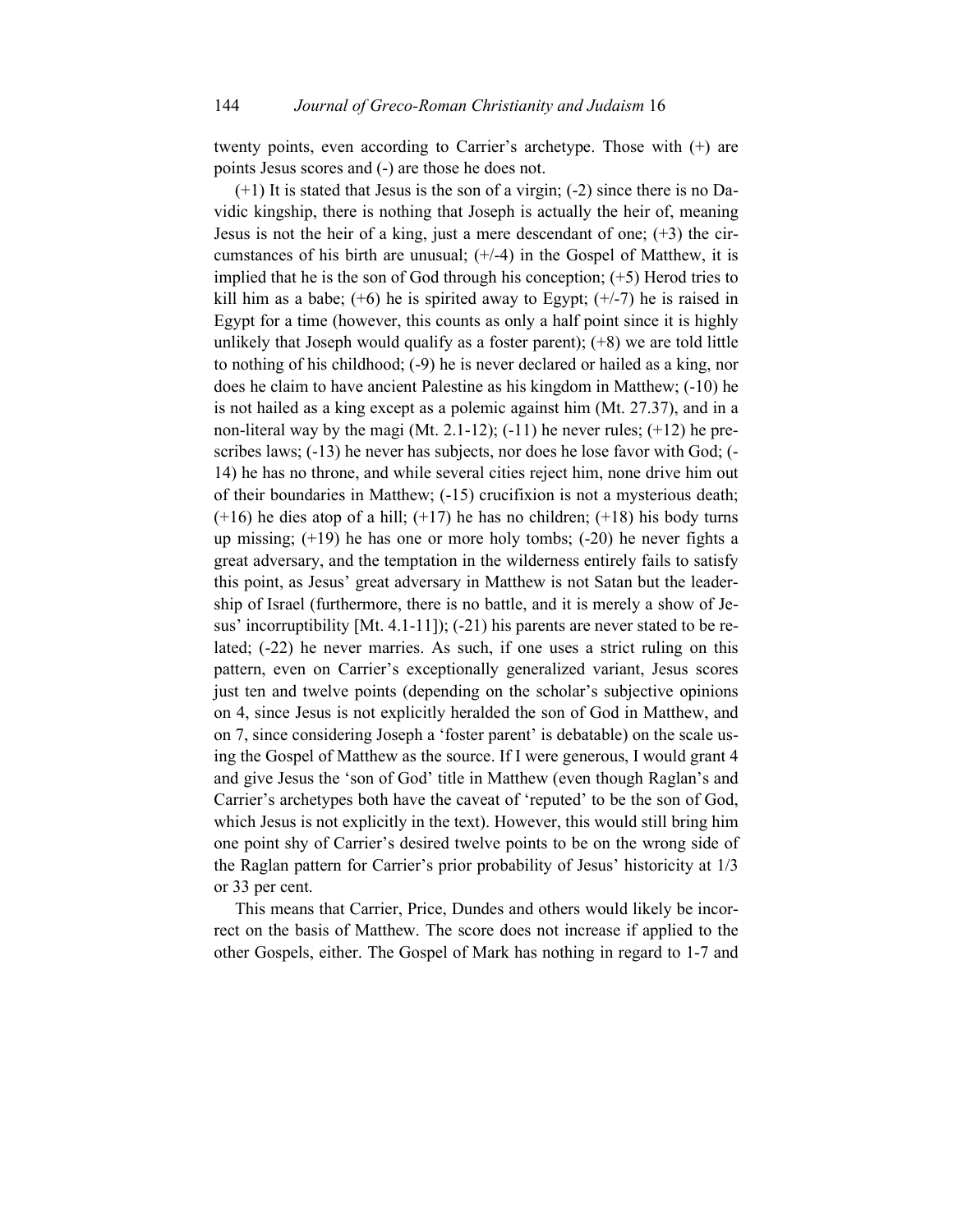twenty points, even according to Carrier's archetype. Those with (+) are points Jesus scores and (-) are those he does not.

(+1) It is stated that Jesus is the son of a virgin; (-2) since there is no Davidic kingship, there is nothing that Joseph is actually the heir of, meaning Jesus is not the heir of a king, just a mere descendant of one; (+3) the circumstances of his birth are unusual; (+/-4) in the Gospel of Matthew, it is implied that he is the son of God through his conception; (+5) Herod tries to kill him as a babe; (+6) he is spirited away to Egypt; (+/-7) he is raised in Egypt for a time (however, this counts as only a half point since it is highly unlikely that Joseph would qualify as a foster parent); (+8) we are told little to nothing of his childhood; (-9) he is never declared or hailed as a king, nor does he claim to have ancient Palestine as his kingdom in Matthew; (-10) he is not hailed as a king except as a polemic against him (Mt. 27.37), and in a non-literal way by the magi (Mt. 2.1-12); (-11) he never rules; (+12) he prescribes laws; (-13) he never has subjects, nor does he lose favor with God; (-14) he has no throne, and while several cities reject him, none drive him out of their boundaries in Matthew; (-15) crucifixion is not a mysterious death; (+16) he dies atop of a hill; (+17) he has no children; (+18) his body turns up missing; (+19) he has one or more holy tombs; (-20) he never fights a great adversary, and the temptation in the wilderness entirely fails to satisfy this point, as Jesus' great adversary in Matthew is not Satan but the leadership of Israel (furthermore, there is no battle, and it is merely a show of Jesus' incorruptibility [Mt. 4.1-11]); (-21) his parents are never stated to be related; (-22) he never marries. As such, if one uses a strict ruling on this pattern, even on Carrier's exceptionally generalized variant, Jesus scores just ten and twelve points (depending on the scholar's subjective opinions on 4, since Jesus is not explicitly heralded the son of God in Matthew, and on 7, since considering Joseph a 'foster parent' is debatable) on the scale using the Gospel of Matthew as the source. If I were generous, I would grant 4 and give Jesus the 'son of God' title in Matthew (even though Raglan's and Carrier's archetypes both have the caveat of 'reputed' to be the son of God, which Jesus is not explicitly in the text). However, this would still bring him one point shy of Carrier's desired twelve points to be on the wrong side of the Raglan pattern for Carrier's prior probability of Jesus' historicity at 1/3 or 33 per cent.

This means that Carrier, Price, Dundes and others would likely be incorrect on the basis of Matthew. The score does not increase if applied to the other Gospels, either. The Gospel of Mark has nothing in regard to 1-7 and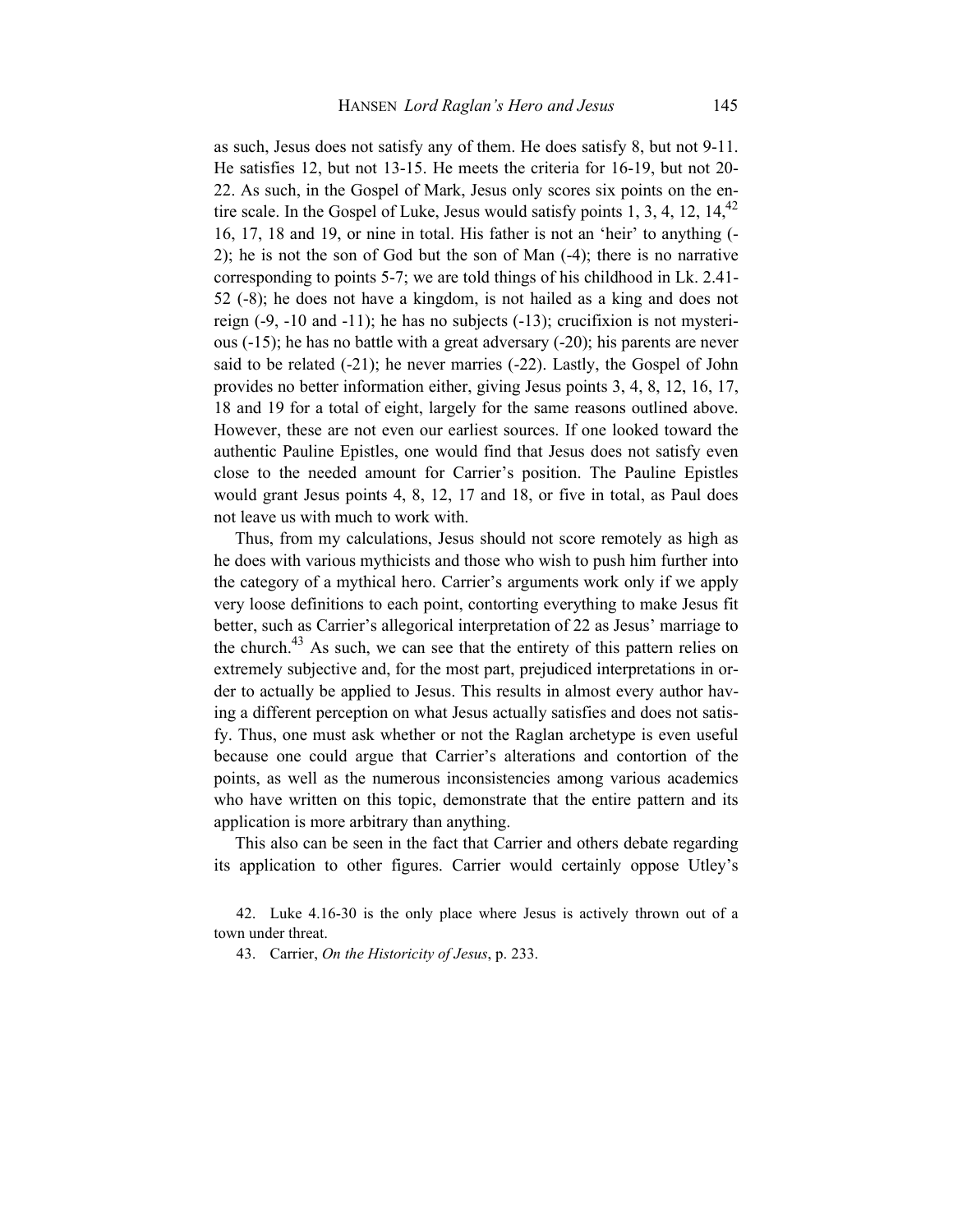as such, Jesus does not satisfy any of them. He does satisfy 8, but not 9-11. He satisfies 12, but not 13-15. He meets the criteria for 16-19, but not 20-22. As such, in the Gospel of Mark, Jesus only scores six points on the entire scale. In the Gospel of Luke, Jesus would satisfy points 1, 3, 4, 12, 14,[42] 16, 17, 18 and 19, or nine in total. His father is not an 'heir' to anything (-2); he is not the son of God but the son of Man (-4); there is no narrative corresponding to points 5-7; we are told things of his childhood in Lk. 2.41-52 (-8); he does not have a kingdom, is not hailed as a king and does not reign (-9, -10 and -11); he has no subjects (-13); crucifixion is not mysterious (-15); he has no battle with a great adversary (-20); his parents are never said to be related (-21); he never marries (-22). Lastly, the Gospel of John provides no better information either, giving Jesus points 3, 4, 8, 12, 16, 17, 18 and 19 for a total of eight, largely for the same reasons outlined above. However, these are not even our earliest sources. If one looked toward the authentic Pauline Epistles, one would find that Jesus does not satisfy even close to the needed amount for Carrier's position. The Pauline Epistles would grant Jesus points 4, 8, 12, 17 and 18, or five in total, as Paul does not leave us with much to work with.

Thus, from my calculations, Jesus should not score remotely as high as he does with various mythicists and those who wish to push him further into the category of a mythical hero. Carrier's arguments work only if we apply very loose definitions to each point, contorting everything to make Jesus fit better, such as Carrier's allegorical interpretation of 22 as Jesus' marriage to the church.[43] As such, we can see that the entirety of this pattern relies on extremely subjective and, for the most part, prejudiced interpretations in order to actually be applied to Jesus. This results in almost every author having a different perception on what Jesus actually satisfies and does not satisfy. Thus, one must ask whether or not the Raglan archetype is even useful because one could argue that Carrier's alterations and contortion of the points, as well as the numerous inconsistencies among various academics who have written on this topic, demonstrate that the entire pattern and its application is more arbitrary than anything.

This also can be seen in the fact that Carrier and others debate regarding its application to other figures. Carrier would certainly oppose Utley's

42. Luke 4.16-30 is the only place where Jesus is actively thrown out of a town under threat.

43. Carrier, *On the Historicity of Jesus*, p. 233.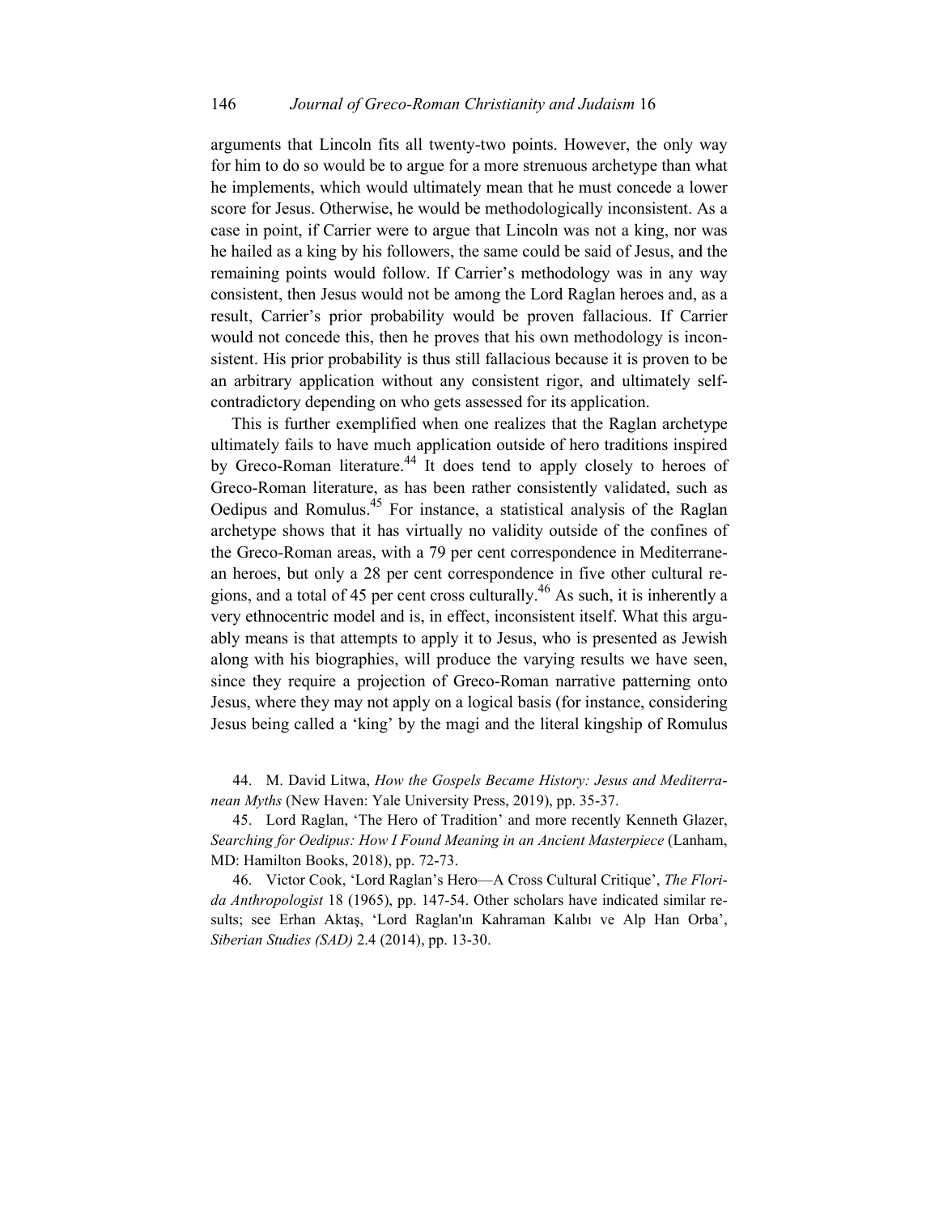arguments that Lincoln fits all twenty-two points. However, the only way for him to do so would be to argue for a more strenuous archetype than what he implements, which would ultimately mean that he must concede a lower score for Jesus. Otherwise, he would be methodologically inconsistent. As a case in point, if Carrier were to argue that Lincoln was not a king, nor was he hailed as a king by his followers, the same could be said of Jesus, and the remaining points would follow. If Carrier's methodology was in any way consistent, then Jesus would not be among the Lord Raglan heroes and, as a result, Carrier's prior probability would be proven fallacious. If Carrier would not concede this, then he proves that his own methodology is inconsistent. His prior probability is thus still fallacious because it is proven to be an arbitrary application without any consistent rigor, and ultimately self-contradictory depending on who gets assessed for its application.

This is further exemplified when one realizes that the Raglan archetype ultimately fails to have much application outside of hero traditions inspired by Greco-Roman literature.[44] It does tend to apply closely to heroes of Greco-Roman literature, as has been rather consistently validated, such as Oedipus and Romulus.[45] For instance, a statistical analysis of the Raglan archetype shows that it has virtually no validity outside of the confines of the Greco-Roman areas, with a 79 per cent correspondence in Mediterranean heroes, but only a 28 per cent correspondence in five other cultural regions, and a total of 45 per cent cross culturally.[46] As such, it is inherently a very ethnocentric model and is, in effect, inconsistent itself. What this arguably means is that attempts to apply it to Jesus, who is presented as Jewish along with his biographies, will produce the varying results we have seen, since they require a projection of Greco-Roman narrative patterning onto Jesus, where they may not apply on a logical basis (for instance, considering Jesus being called a 'king' by the magi and the literal kingship of Romulus

44. M. David Litwa, *How the Gospels Became History: Jesus and Mediterranean Myths* (New Haven: Yale University Press, 2019), pp. 35-37.

45. Lord Raglan, 'The Hero of Tradition' and more recently Kenneth Glazer, *Searching for Oedipus: How I Found Meaning in an Ancient Masterpiece* (Lanham, MD: Hamilton Books, 2018), pp. 72-73.

46. Victor Cook, 'Lord Raglan's Hero—A Cross Cultural Critique', *The Florida Anthropologist* 18 (1965), pp. 147-54. Other scholars have indicated similar results; see Erhan Aktaş, 'Lord Raglan'ın Kahraman Kalıbı ve Alp Han Orba', *Siberian Studies (SAD)* 2.4 (2014), pp. 13-30.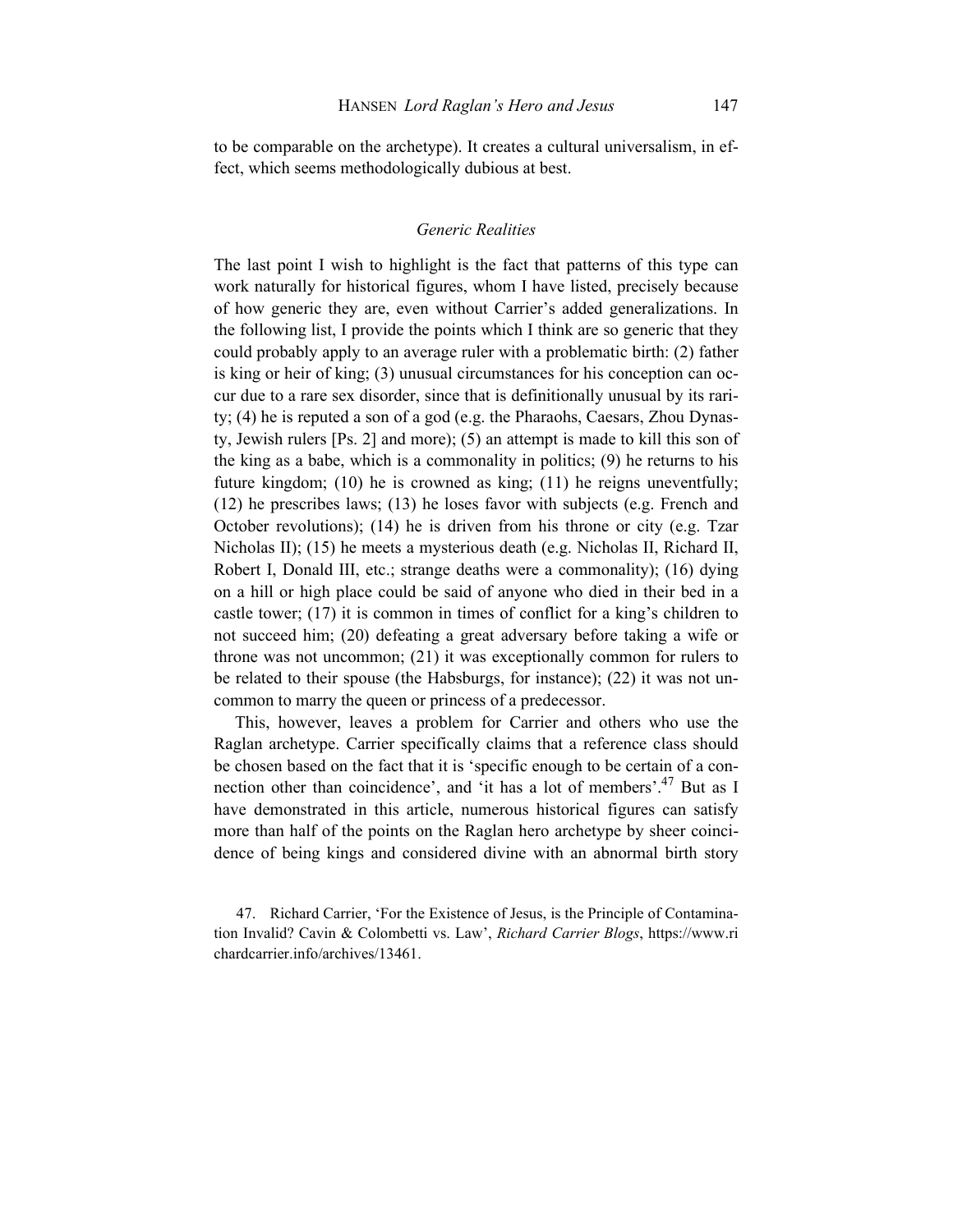to be comparable on the archetype). It creates a cultural universalism, in effect, which seems methodologically dubious at best.

### *Generic Realities*

The last point I wish to highlight is the fact that patterns of this type can work naturally for historical figures, whom I have listed, precisely because of how generic they are, even without Carrier's added generalizations. In the following list, I provide the points which I think are so generic that they could probably apply to an average ruler with a problematic birth: (2) father is king or heir of king; (3) unusual circumstances for his conception can occur due to a rare sex disorder, since that is definitionally unusual by its rarity; (4) he is reputed a son of a god (e.g. the Pharaohs, Caesars, Zhou Dynasty, Jewish rulers [Ps. 2] and more); (5) an attempt is made to kill this son of the king as a babe, which is a commonality in politics; (9) he returns to his future kingdom; (10) he is crowned as king; (11) he reigns uneventfully; (12) he prescribes laws; (13) he loses favor with subjects (e.g. French and October revolutions); (14) he is driven from his throne or city (e.g. Tzar Nicholas II); (15) he meets a mysterious death (e.g. Nicholas II, Richard II, Robert I, Donald III, etc.; strange deaths were a commonality); (16) dying on a hill or high place could be said of anyone who died in their bed in a castle tower; (17) it is common in times of conflict for a king's children to not succeed him; (20) defeating a great adversary before taking a wife or throne was not uncommon; (21) it was exceptionally common for rulers to be related to their spouse (the Habsburgs, for instance); (22) it was not uncommon to marry the queen or princess of a predecessor.

This, however, leaves a problem for Carrier and others who use the Raglan archetype. Carrier specifically claims that a reference class should be chosen based on the fact that it is 'specific enough to be certain of a connection other than coincidence', and 'it has a lot of members'.[47] But as I have demonstrated in this article, numerous historical figures can satisfy more than half of the points on the Raglan hero archetype by sheer coincidence of being kings and considered divine with an abnormal birth story

47. Richard Carrier, 'For the Existence of Jesus, is the Principle of Contamination Invalid? Cavin & Colombetti vs. Law', *Richard Carrier Blogs*, https://www.richardcarrier.info/archives/13461.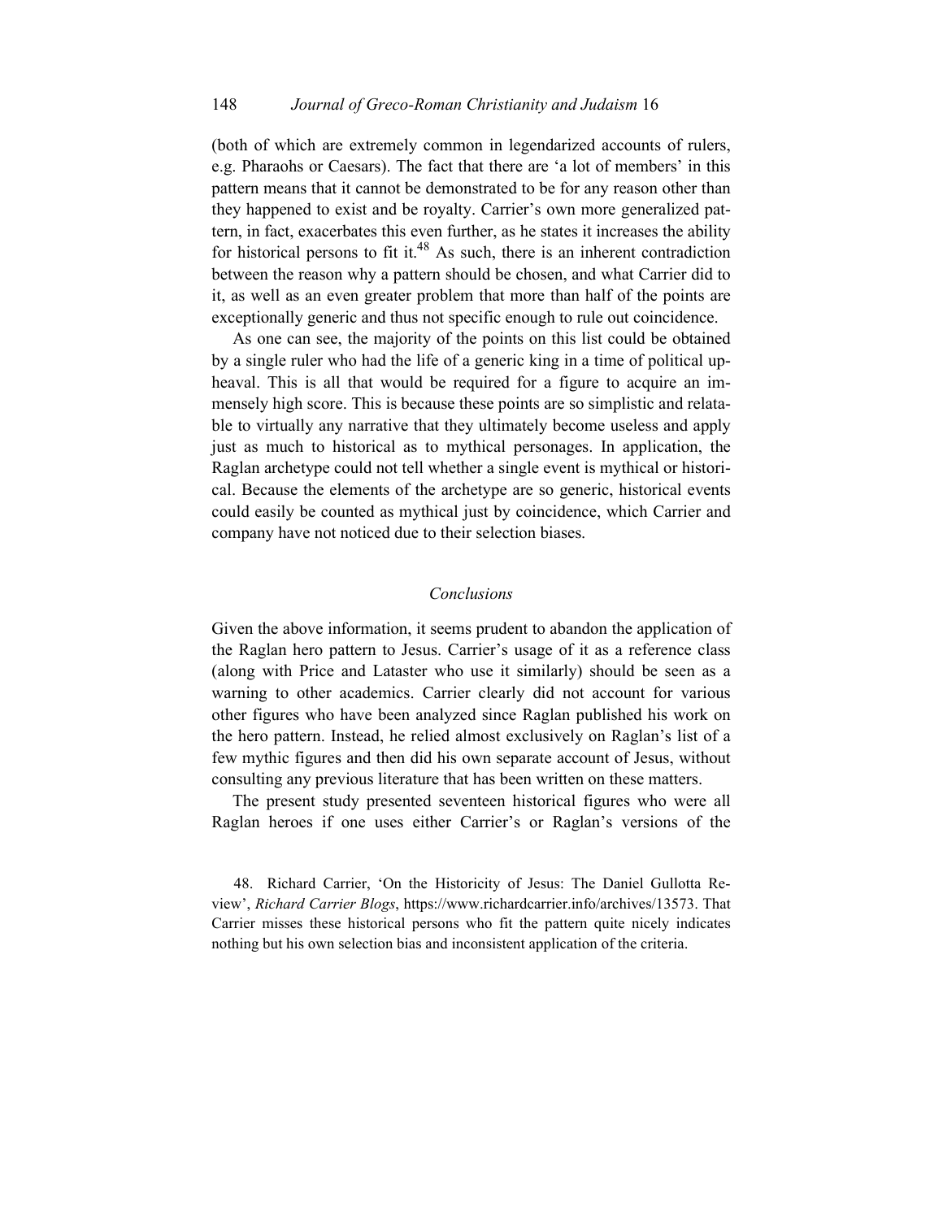(both of which are extremely common in legendarized accounts of rulers, e.g. Pharaohs or Caesars). The fact that there are 'a lot of members' in this pattern means that it cannot be demonstrated to be for any reason other than they happened to exist and be royalty. Carrier's own more generalized pattern, in fact, exacerbates this even further, as he states it increases the ability for historical persons to fit it.[48] As such, there is an inherent contradiction between the reason why a pattern should be chosen, and what Carrier did to it, as well as an even greater problem that more than half of the points are exceptionally generic and thus not specific enough to rule out coincidence.

As one can see, the majority of the points on this list could be obtained by a single ruler who had the life of a generic king in a time of political upheaval. This is all that would be required for a figure to acquire an immensely high score. This is because these points are so simplistic and relatable to virtually any narrative that they ultimately become useless and apply just as much to historical as to mythical personages. In application, the Raglan archetype could not tell whether a single event is mythical or historical. Because the elements of the archetype are so generic, historical events could easily be counted as mythical just by coincidence, which Carrier and company have not noticed due to their selection biases.

### *Conclusions*

Given the above information, it seems prudent to abandon the application of the Raglan hero pattern to Jesus. Carrier's usage of it as a reference class (along with Price and Lataster who use it similarly) should be seen as a warning to other academics. Carrier clearly did not account for various other figures who have been analyzed since Raglan published his work on the hero pattern. Instead, he relied almost exclusively on Raglan's list of a few mythic figures and then did his own separate account of Jesus, without consulting any previous literature that has been written on these matters.

The present study presented seventeen historical figures who were all Raglan heroes if one uses either Carrier's or Raglan's versions of the

48. Richard Carrier, 'On the Historicity of Jesus: The Daniel Gullotta Review', *Richard Carrier Blogs*, https://www.richardcarrier.info/archives/13573. That Carrier misses these historical persons who fit the pattern quite nicely indicates nothing but his own selection bias and inconsistent application of the criteria.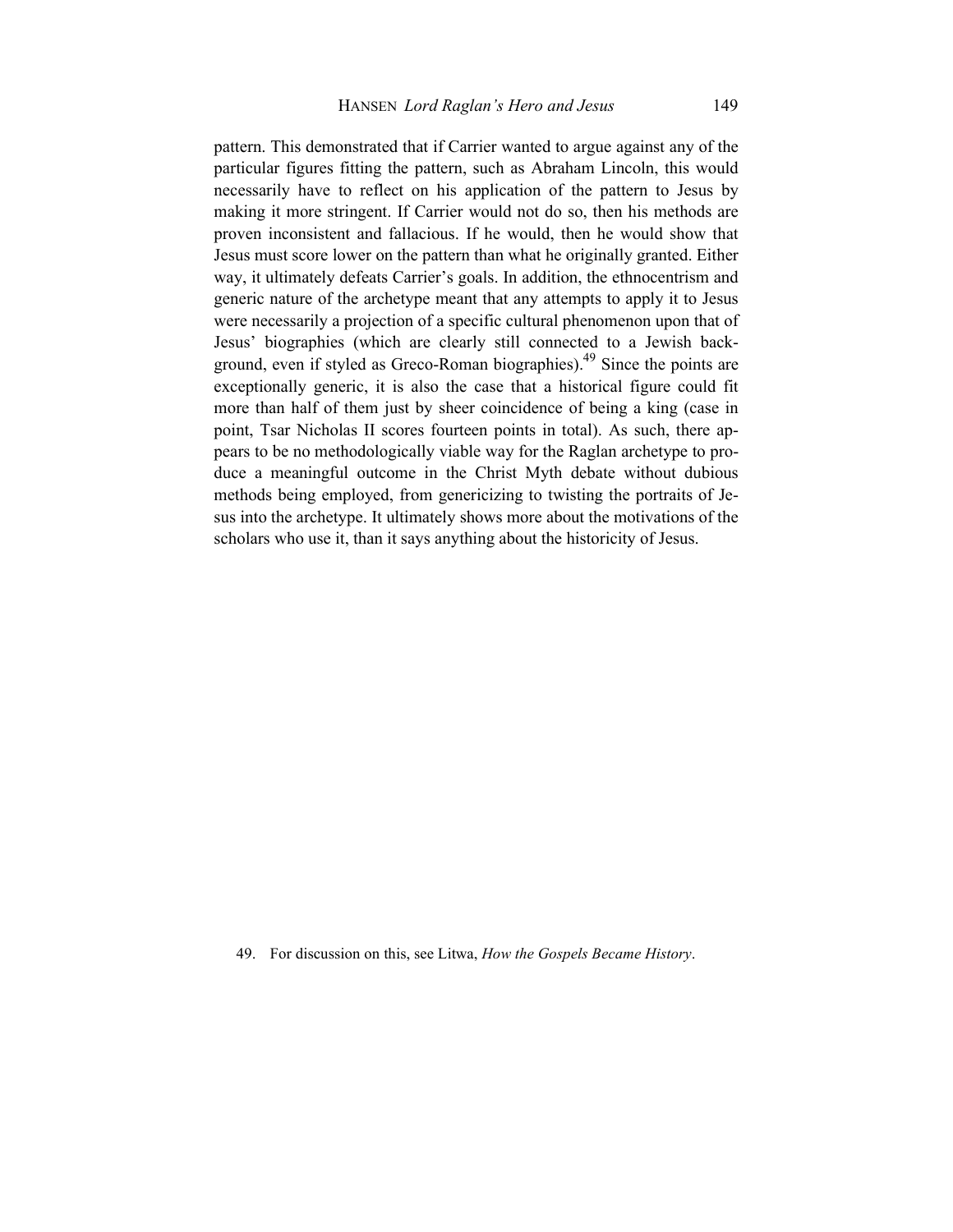pattern. This demonstrated that if Carrier wanted to argue against any of the particular figures fitting the pattern, such as Abraham Lincoln, this would necessarily have to reflect on his application of the pattern to Jesus by making it more stringent. If Carrier would not do so, then his methods are proven inconsistent and fallacious. If he would, then he would show that Jesus must score lower on the pattern than what he originally granted. Either way, it ultimately defeats Carrier's goals. In addition, the ethnocentrism and generic nature of the archetype meant that any attempts to apply it to Jesus were necessarily a projection of a specific cultural phenomenon upon that of Jesus' biographies (which are clearly still connected to a Jewish background, even if styled as Greco-Roman biographies).[49] Since the points are exceptionally generic, it is also the case that a historical figure could fit more than half of them just by sheer coincidence of being a king (case in point, Tsar Nicholas II scores fourteen points in total). As such, there appears to be no methodologically viable way for the Raglan archetype to produce a meaningful outcome in the Christ Myth debate without dubious methods being employed, from genericizing to twisting the portraits of Jesus into the archetype. It ultimately shows more about the motivations of the scholars who use it, than it says anything about the historicity of Jesus.

49. For discussion on this, see Litwa, *How the Gospels Became History*.